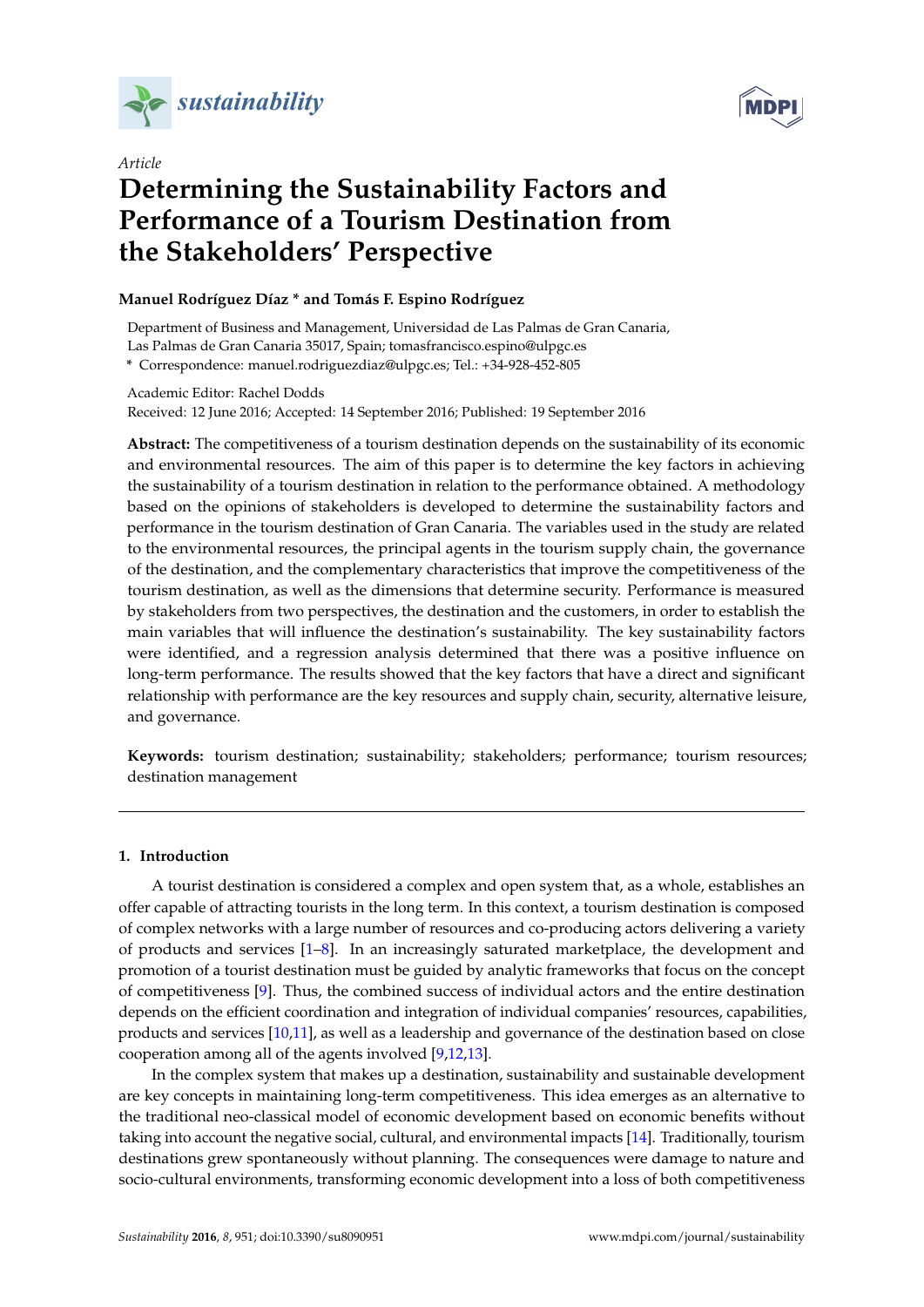*sustainability*

*Article*

# Determining the Sustainability Factors and Performance of a Tourism Destination from the Stakeholders' Perspective

**Manuel Rodríguez Díaz * and Tomás F. Espino Rodríguez**

Department of Business and Management, Universidad de Las Palmas de Gran Canaria, Las Palmas de Gran Canaria 35017, Spain; tomasfrancisco.espino@ulpgc.es

* Correspondence: manuel.rodriguezdiaz@ulpgc.es; Tel.: +34-928-452-805

Academic Editor: Rachel Dodds

Received: 12 June 2016; Accepted: 14 September 2016; Published: 19 September 2016

**Abstract:** The competitiveness of a tourism destination depends on the sustainability of its economic and environmental resources. The aim of this paper is to determine the key factors in achieving the sustainability of a tourism destination in relation to the performance obtained. A methodology based on the opinions of stakeholders is developed to determine the sustainability factors and performance in the tourism destination of Gran Canaria. The variables used in the study are related to the environmental resources, the principal agents in the tourism supply chain, the governance of the destination, and the complementary characteristics that improve the competitiveness of the tourism destination, as well as the dimensions that determine security. Performance is measured by stakeholders from two perspectives, the destination and the customers, in order to establish the main variables that will influence the destination's sustainability. The key sustainability factors were identified, and a regression analysis determined that there was a positive influence on long-term performance. The results showed that the key factors that have a direct and significant relationship with performance are the key resources and supply chain, security, alternative leisure, and governance.

**Keywords:** tourism destination; sustainability; stakeholders; performance; tourism resources; destination management

## 1. Introduction

A tourist destination is considered a complex and open system that, as a whole, establishes an offer capable of attracting tourists in the long term. In this context, a tourism destination is composed of complex networks with a large number of resources and co-producing actors delivering a variety of products and services [1–8]. In an increasingly saturated marketplace, the development and promotion of a tourist destination must be guided by analytic frameworks that focus on the concept of competitiveness [9]. Thus, the combined success of individual actors and the entire destination depends on the efficient coordination and integration of individual companies' resources, capabilities, products and services [10,11], as well as a leadership and governance of the destination based on close cooperation among all of the agents involved [9,12,13].

In the complex system that makes up a destination, sustainability and sustainable development are key concepts in maintaining long-term competitiveness. This idea emerges as an alternative to the traditional neo-classical model of economic development based on economic benefits without taking into account the negative social, cultural, and environmental impacts [14]. Traditionally, tourism destinations grew spontaneously without planning. The consequences were damage to nature and socio-cultural environments, transforming economic development into a loss of both competitiveness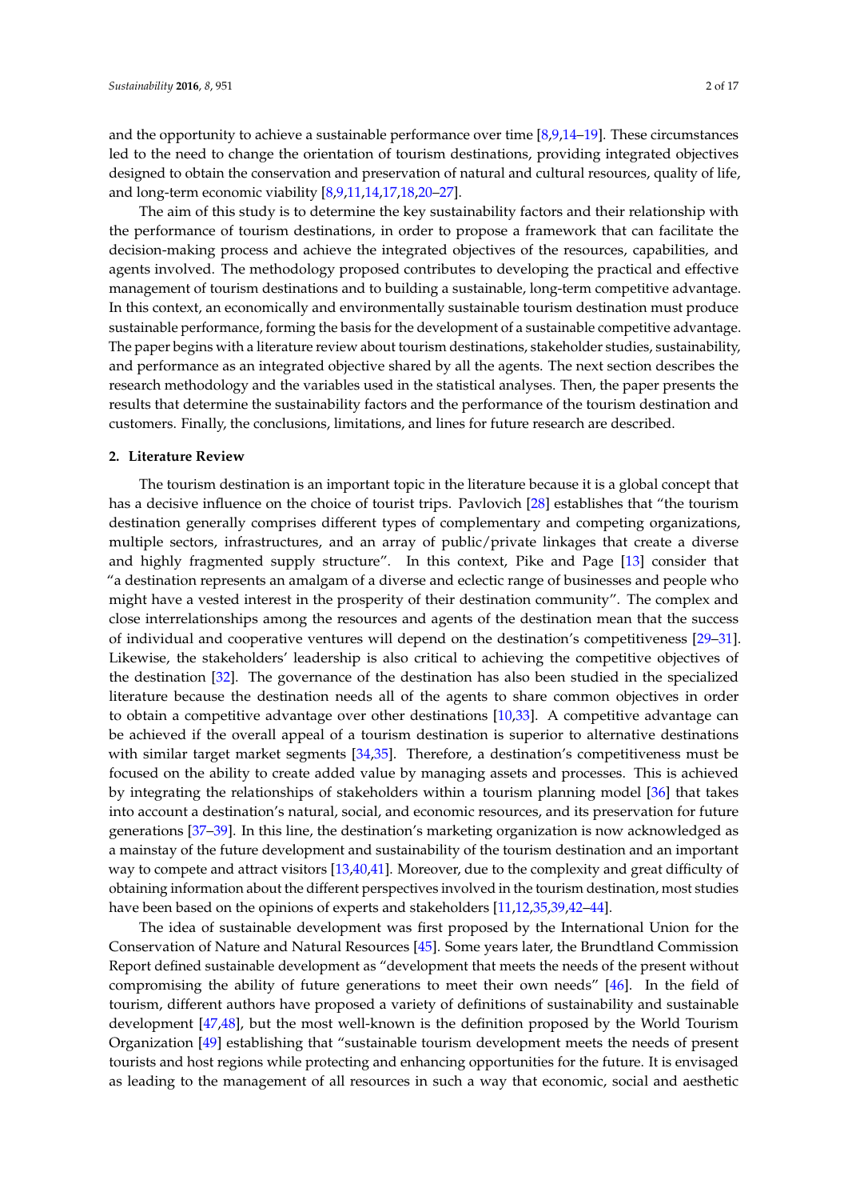and the opportunity to achieve a sustainable performance over time [8,9,14–19]. These circumstances led to the need to change the orientation of tourism destinations, providing integrated objectives designed to obtain the conservation and preservation of natural and cultural resources, quality of life, and long-term economic viability [8,9,11,14,17,18,20–27].

The aim of this study is to determine the key sustainability factors and their relationship with the performance of tourism destinations, in order to propose a framework that can facilitate the decision-making process and achieve the integrated objectives of the resources, capabilities, and agents involved. The methodology proposed contributes to developing the practical and effective management of tourism destinations and to building a sustainable, long-term competitive advantage. In this context, an economically and environmentally sustainable tourism destination must produce sustainable performance, forming the basis for the development of a sustainable competitive advantage. The paper begins with a literature review about tourism destinations, stakeholder studies, sustainability, and performance as an integrated objective shared by all the agents. The next section describes the research methodology and the variables used in the statistical analyses. Then, the paper presents the results that determine the sustainability factors and the performance of the tourism destination and customers. Finally, the conclusions, limitations, and lines for future research are described.

## 2. Literature Review

The tourism destination is an important topic in the literature because it is a global concept that has a decisive influence on the choice of tourist trips. Pavlovich [28] establishes that "the tourism destination generally comprises different types of complementary and competing organizations, multiple sectors, infrastructures, and an array of public/private linkages that create a diverse and highly fragmented supply structure". In this context, Pike and Page [13] consider that "a destination represents an amalgam of a diverse and eclectic range of businesses and people who might have a vested interest in the prosperity of their destination community". The complex and close interrelationships among the resources and agents of the destination mean that the success of individual and cooperative ventures will depend on the destination's competitiveness [29–31]. Likewise, the stakeholders' leadership is also critical to achieving the competitive objectives of the destination [32]. The governance of the destination has also been studied in the specialized literature because the destination needs all of the agents to share common objectives in order to obtain a competitive advantage over other destinations [10,33]. A competitive advantage can be achieved if the overall appeal of a tourism destination is superior to alternative destinations with similar target market segments [34,35]. Therefore, a destination's competitiveness must be focused on the ability to create added value by managing assets and processes. This is achieved by integrating the relationships of stakeholders within a tourism planning model [36] that takes into account a destination's natural, social, and economic resources, and its preservation for future generations [37–39]. In this line, the destination's marketing organization is now acknowledged as a mainstay of the future development and sustainability of the tourism destination and an important way to compete and attract visitors [13,40,41]. Moreover, due to the complexity and great difficulty of obtaining information about the different perspectives involved in the tourism destination, most studies have been based on the opinions of experts and stakeholders [11,12,35,39,42–44].

The idea of sustainable development was first proposed by the International Union for the Conservation of Nature and Natural Resources [45]. Some years later, the Brundtland Commission Report defined sustainable development as "development that meets the needs of the present without compromising the ability of future generations to meet their own needs" [46]. In the field of tourism, different authors have proposed a variety of definitions of sustainability and sustainable development [47,48], but the most well-known is the definition proposed by the World Tourism Organization [49] establishing that "sustainable tourism development meets the needs of present tourists and host regions while protecting and enhancing opportunities for the future. It is envisaged as leading to the management of all resources in such a way that economic, social and aesthetic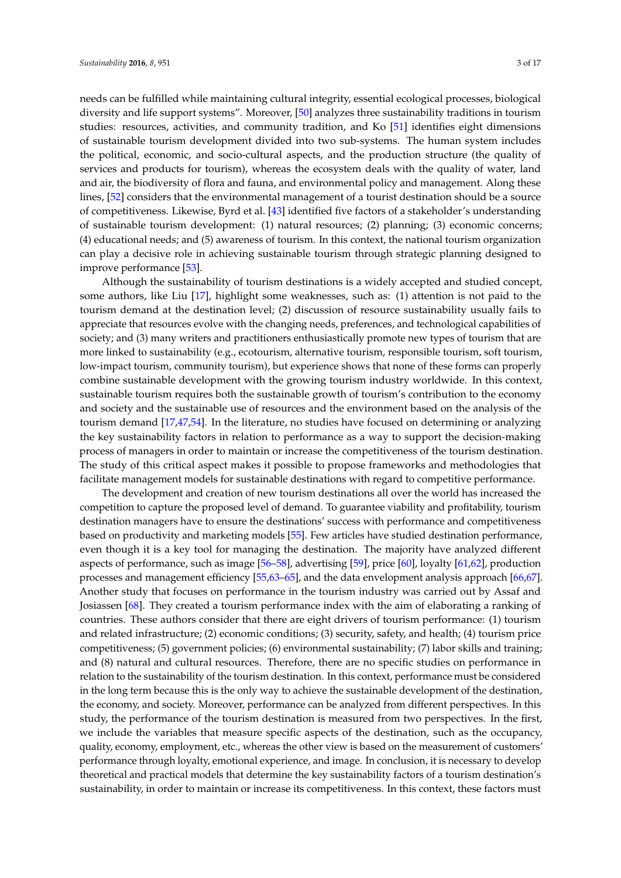needs can be fulfilled while maintaining cultural integrity, essential ecological processes, biological diversity and life support systems". Moreover, [50] analyzes three sustainability traditions in tourism studies: resources, activities, and community tradition, and Ko [51] identifies eight dimensions of sustainable tourism development divided into two sub-systems. The human system includes the political, economic, and socio-cultural aspects, and the production structure (the quality of services and products for tourism), whereas the ecosystem deals with the quality of water, land and air, the biodiversity of flora and fauna, and environmental policy and management. Along these lines, [52] considers that the environmental management of a tourist destination should be a source of competitiveness. Likewise, Byrd et al. [43] identified five factors of a stakeholder's understanding of sustainable tourism development: (1) natural resources; (2) planning; (3) economic concerns; (4) educational needs; and (5) awareness of tourism. In this context, the national tourism organization can play a decisive role in achieving sustainable tourism through strategic planning designed to improve performance [53].

Although the sustainability of tourism destinations is a widely accepted and studied concept, some authors, like Liu [17], highlight some weaknesses, such as: (1) attention is not paid to the tourism demand at the destination level; (2) discussion of resource sustainability usually fails to appreciate that resources evolve with the changing needs, preferences, and technological capabilities of society; and (3) many writers and practitioners enthusiastically promote new types of tourism that are more linked to sustainability (e.g., ecotourism, alternative tourism, responsible tourism, soft tourism, low-impact tourism, community tourism), but experience shows that none of these forms can properly combine sustainable development with the growing tourism industry worldwide. In this context, sustainable tourism requires both the sustainable growth of tourism's contribution to the economy and society and the sustainable use of resources and the environment based on the analysis of the tourism demand [17,47,54]. In the literature, no studies have focused on determining or analyzing the key sustainability factors in relation to performance as a way to support the decision-making process of managers in order to maintain or increase the competitiveness of the tourism destination. The study of this critical aspect makes it possible to propose frameworks and methodologies that facilitate management models for sustainable destinations with regard to competitive performance.

The development and creation of new tourism destinations all over the world has increased the competition to capture the proposed level of demand. To guarantee viability and profitability, tourism destination managers have to ensure the destinations' success with performance and competitiveness based on productivity and marketing models [55]. Few articles have studied destination performance, even though it is a key tool for managing the destination. The majority have analyzed different aspects of performance, such as image [56–58], advertising [59], price [60], loyalty [61,62], production processes and management efficiency [55,63–65], and the data envelopment analysis approach [66,67]. Another study that focuses on performance in the tourism industry was carried out by Assaf and Josiassen [68]. They created a tourism performance index with the aim of elaborating a ranking of countries. These authors consider that there are eight drivers of tourism performance: (1) tourism and related infrastructure; (2) economic conditions; (3) security, safety, and health; (4) tourism price competitiveness; (5) government policies; (6) environmental sustainability; (7) labor skills and training; and (8) natural and cultural resources. Therefore, there are no specific studies on performance in relation to the sustainability of the tourism destination. In this context, performance must be considered in the long term because this is the only way to achieve the sustainable development of the destination, the economy, and society. Moreover, performance can be analyzed from different perspectives. In this study, the performance of the tourism destination is measured from two perspectives. In the first, we include the variables that measure specific aspects of the destination, such as the occupancy, quality, economy, employment, etc., whereas the other view is based on the measurement of customers' performance through loyalty, emotional experience, and image. In conclusion, it is necessary to develop theoretical and practical models that determine the key sustainability factors of a tourism destination's sustainability, in order to maintain or increase its competitiveness. In this context, these factors must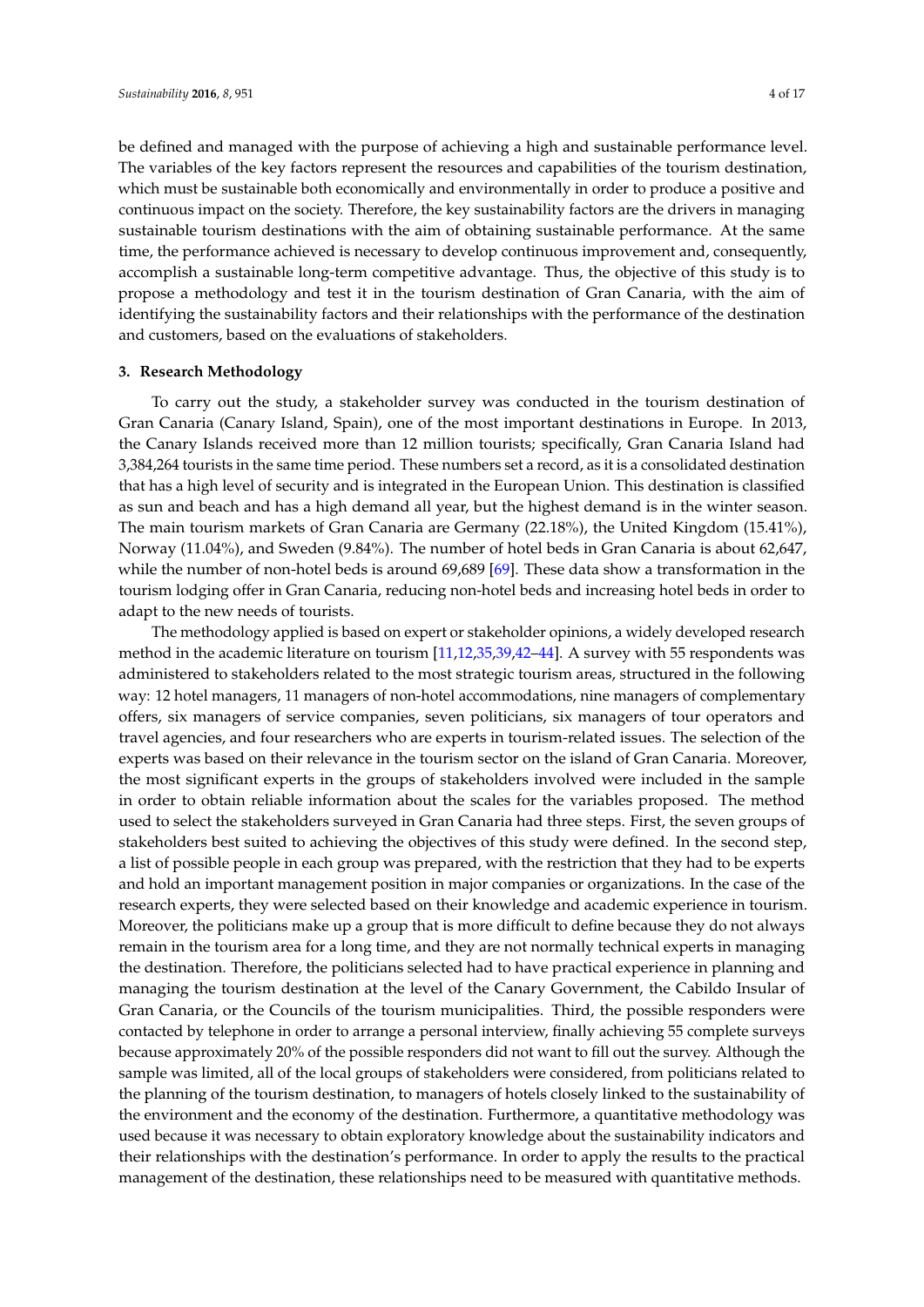be defined and managed with the purpose of achieving a high and sustainable performance level. The variables of the key factors represent the resources and capabilities of the tourism destination, which must be sustainable both economically and environmentally in order to produce a positive and continuous impact on the society. Therefore, the key sustainability factors are the drivers in managing sustainable tourism destinations with the aim of obtaining sustainable performance. At the same time, the performance achieved is necessary to develop continuous improvement and, consequently, accomplish a sustainable long-term competitive advantage. Thus, the objective of this study is to propose a methodology and test it in the tourism destination of Gran Canaria, with the aim of identifying the sustainability factors and their relationships with the performance of the destination and customers, based on the evaluations of stakeholders.

## 3. Research Methodology

To carry out the study, a stakeholder survey was conducted in the tourism destination of Gran Canaria (Canary Island, Spain), one of the most important destinations in Europe. In 2013, the Canary Islands received more than 12 million tourists; specifically, Gran Canaria Island had 3,384,264 tourists in the same time period. These numbers set a record, as it is a consolidated destination that has a high level of security and is integrated in the European Union. This destination is classified as sun and beach and has a high demand all year, but the highest demand is in the winter season. The main tourism markets of Gran Canaria are Germany (22.18%), the United Kingdom (15.41%), Norway (11.04%), and Sweden (9.84%). The number of hotel beds in Gran Canaria is about 62,647, while the number of non-hotel beds is around 69,689 [69]. These data show a transformation in the tourism lodging offer in Gran Canaria, reducing non-hotel beds and increasing hotel beds in order to adapt to the new needs of tourists.

The methodology applied is based on expert or stakeholder opinions, a widely developed research method in the academic literature on tourism [11,12,35,39,42–44]. A survey with 55 respondents was administered to stakeholders related to the most strategic tourism areas, structured in the following way: 12 hotel managers, 11 managers of non-hotel accommodations, nine managers of complementary offers, six managers of service companies, seven politicians, six managers of tour operators and travel agencies, and four researchers who are experts in tourism-related issues. The selection of the experts was based on their relevance in the tourism sector on the island of Gran Canaria. Moreover, the most significant experts in the groups of stakeholders involved were included in the sample in order to obtain reliable information about the scales for the variables proposed. The method used to select the stakeholders surveyed in Gran Canaria had three steps. First, the seven groups of stakeholders best suited to achieving the objectives of this study were defined. In the second step, a list of possible people in each group was prepared, with the restriction that they had to be experts and hold an important management position in major companies or organizations. In the case of the research experts, they were selected based on their knowledge and academic experience in tourism. Moreover, the politicians make up a group that is more difficult to define because they do not always remain in the tourism area for a long time, and they are not normally technical experts in managing the destination. Therefore, the politicians selected had to have practical experience in planning and managing the tourism destination at the level of the Canary Government, the Cabildo Insular of Gran Canaria, or the Councils of the tourism municipalities. Third, the possible responders were contacted by telephone in order to arrange a personal interview, finally achieving 55 complete surveys because approximately 20% of the possible responders did not want to fill out the survey. Although the sample was limited, all of the local groups of stakeholders were considered, from politicians related to the planning of the tourism destination, to managers of hotels closely linked to the sustainability of the environment and the economy of the destination. Furthermore, a quantitative methodology was used because it was necessary to obtain exploratory knowledge about the sustainability indicators and their relationships with the destination's performance. In order to apply the results to the practical management of the destination, these relationships need to be measured with quantitative methods.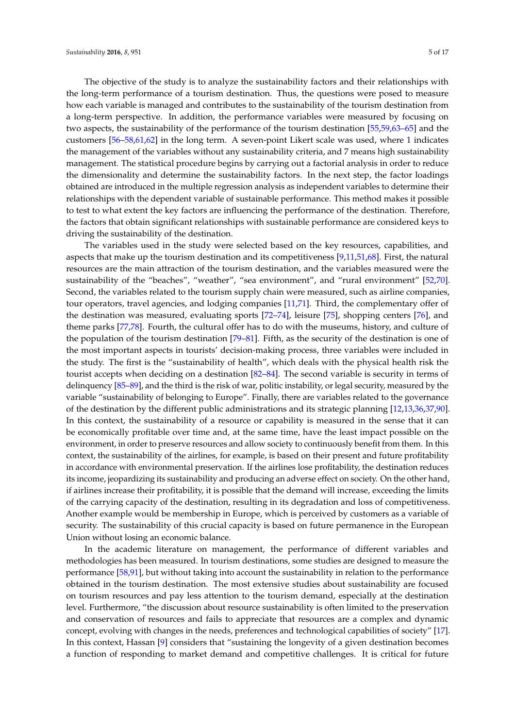The objective of the study is to analyze the sustainability factors and their relationships with the long-term performance of a tourism destination. Thus, the questions were posed to measure how each variable is managed and contributes to the sustainability of the tourism destination from a long-term perspective. In addition, the performance variables were measured by focusing on two aspects, the sustainability of the performance of the tourism destination [55,59,63–65] and the customers [56–58,61,62] in the long term. A seven-point Likert scale was used, where 1 indicates the management of the variables without any sustainability criteria, and 7 means high sustainability management. The statistical procedure begins by carrying out a factorial analysis in order to reduce the dimensionality and determine the sustainability factors. In the next step, the factor loadings obtained are introduced in the multiple regression analysis as independent variables to determine their relationships with the dependent variable of sustainable performance. This method makes it possible to test to what extent the key factors are influencing the performance of the destination. Therefore, the factors that obtain significant relationships with sustainable performance are considered keys to driving the sustainability of the destination.

The variables used in the study were selected based on the key resources, capabilities, and aspects that make up the tourism destination and its competitiveness [9,11,51,68]. First, the natural resources are the main attraction of the tourism destination, and the variables measured were the sustainability of the "beaches", "weather", "sea environment", and "rural environment" [52,70]. Second, the variables related to the tourism supply chain were measured, such as airline companies, tour operators, travel agencies, and lodging companies [11,71]. Third, the complementary offer of the destination was measured, evaluating sports [72–74], leisure [75], shopping centers [76], and theme parks [77,78]. Fourth, the cultural offer has to do with the museums, history, and culture of the population of the tourism destination [79–81]. Fifth, as the security of the destination is one of the most important aspects in tourists' decision-making process, three variables were included in the study. The first is the "sustainability of health", which deals with the physical health risk the tourist accepts when deciding on a destination [82–84]. The second variable is security in terms of delinquency [85–89], and the third is the risk of war, politic instability, or legal security, measured by the variable "sustainability of belonging to Europe". Finally, there are variables related to the governance of the destination by the different public administrations and its strategic planning [12,13,36,37,90]. In this context, the sustainability of a resource or capability is measured in the sense that it can be economically profitable over time and, at the same time, have the least impact possible on the environment, in order to preserve resources and allow society to continuously benefit from them. In this context, the sustainability of the airlines, for example, is based on their present and future profitability in accordance with environmental preservation. If the airlines lose profitability, the destination reduces its income, jeopardizing its sustainability and producing an adverse effect on society. On the other hand, if airlines increase their profitability, it is possible that the demand will increase, exceeding the limits of the carrying capacity of the destination, resulting in its degradation and loss of competitiveness. Another example would be membership in Europe, which is perceived by customers as a variable of security. The sustainability of this crucial capacity is based on future permanence in the European Union without losing an economic balance.

In the academic literature on management, the performance of different variables and methodologies has been measured. In tourism destinations, some studies are designed to measure the performance [58,91], but without taking into account the sustainability in relation to the performance obtained in the tourism destination. The most extensive studies about sustainability are focused on tourism resources and pay less attention to the tourism demand, especially at the destination level. Furthermore, "the discussion about resource sustainability is often limited to the preservation and conservation of resources and fails to appreciate that resources are a complex and dynamic concept, evolving with changes in the needs, preferences and technological capabilities of society" [17]. In this context, Hassan [9] considers that "sustaining the longevity of a given destination becomes a function of responding to market demand and competitive challenges. It is critical for future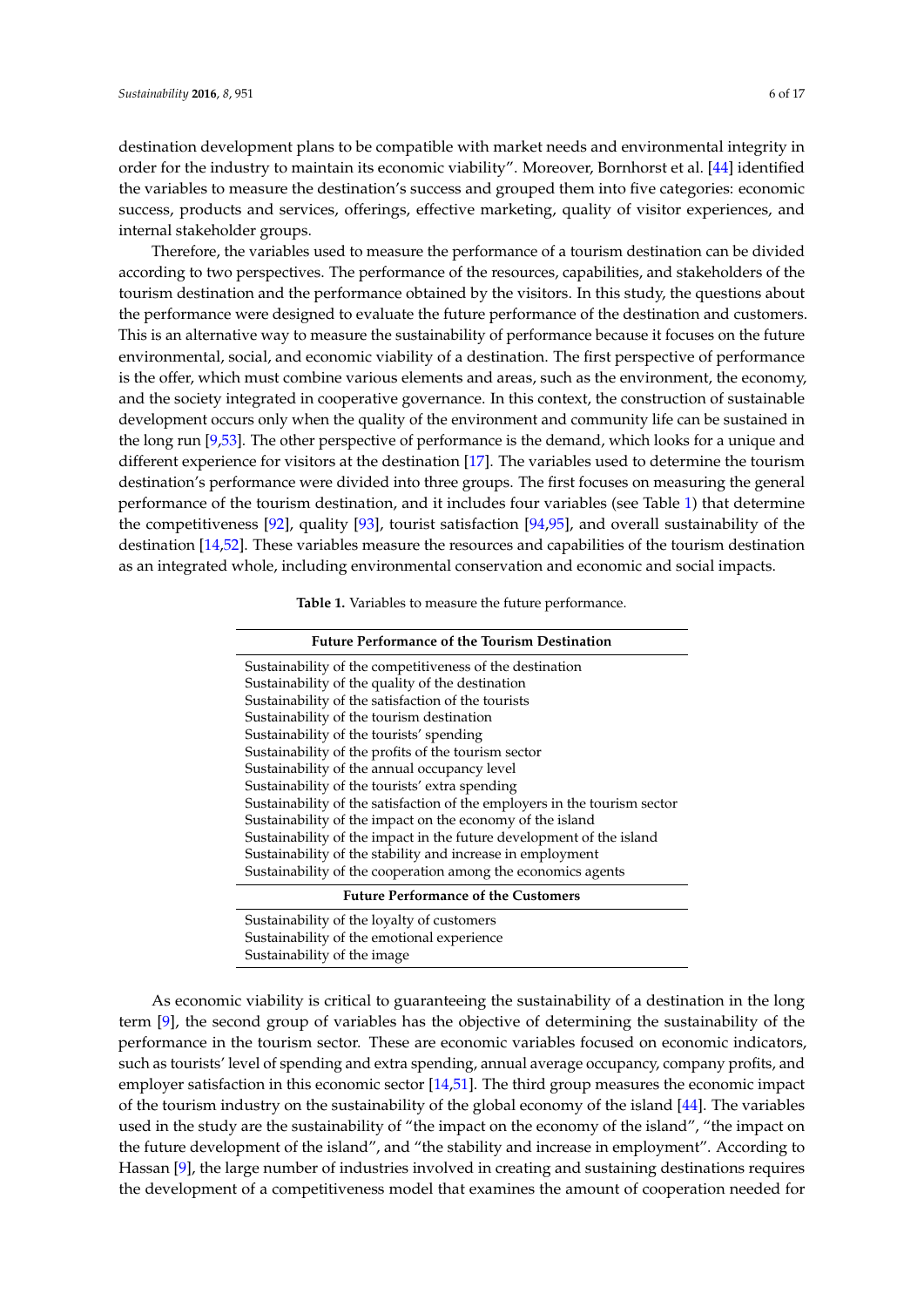destination development plans to be compatible with market needs and environmental integrity in order for the industry to maintain its economic viability". Moreover, Bornhorst et al. [44] identified the variables to measure the destination's success and grouped them into five categories: economic success, products and services, offerings, effective marketing, quality of visitor experiences, and internal stakeholder groups.

Therefore, the variables used to measure the performance of a tourism destination can be divided according to two perspectives. The performance of the resources, capabilities, and stakeholders of the tourism destination and the performance obtained by the visitors. In this study, the questions about the performance were designed to evaluate the future performance of the destination and customers. This is an alternative way to measure the sustainability of performance because it focuses on the future environmental, social, and economic viability of a destination. The first perspective of performance is the offer, which must combine various elements and areas, such as the environment, the economy, and the society integrated in cooperative governance. In this context, the construction of sustainable development occurs only when the quality of the environment and community life can be sustained in the long run [9,53]. The other perspective of performance is the demand, which looks for a unique and different experience for visitors at the destination [17]. The variables used to determine the tourism destination's performance were divided into three groups. The first focuses on measuring the general performance of the tourism destination, and it includes four variables (see Table 1) that determine the competitiveness [92], quality [93], tourist satisfaction [94,95], and overall sustainability of the destination [14,52]. These variables measure the resources and capabilities of the tourism destination as an integrated whole, including environmental conservation and economic and social impacts.

**Table 1.** Variables to measure the future performance.

| Future Performance of the Tourism Destination |
|---|
| Sustainability of the competitiveness of the destination |
| Sustainability of the quality of the destination |
| Sustainability of the satisfaction of the tourists |
| Sustainability of the tourism destination |
| Sustainability of the tourists' spending |
| Sustainability of the profits of the tourism sector |
| Sustainability of the annual occupancy level |
| Sustainability of the tourists' extra spending |
| Sustainability of the satisfaction of the employers in the tourism sector |
| Sustainability of the impact on the economy of the island |
| Sustainability of the impact in the future development of the island |
| Sustainability of the stability and increase in employment |
| Sustainability of the cooperation among the economics agents |
| **Future Performance of the Customers** |
| Sustainability of the loyalty of customers |
| Sustainability of the emotional experience |
| Sustainability of the image |

As economic viability is critical to guaranteeing the sustainability of a destination in the long term [9], the second group of variables has the objective of determining the sustainability of the performance in the tourism sector. These are economic variables focused on economic indicators, such as tourists' level of spending and extra spending, annual average occupancy, company profits, and employer satisfaction in this economic sector [14,51]. The third group measures the economic impact of the tourism industry on the sustainability of the global economy of the island [44]. The variables used in the study are the sustainability of "the impact on the economy of the island", "the impact on the future development of the island", and "the stability and increase in employment". According to Hassan [9], the large number of industries involved in creating and sustaining destinations requires the development of a competitiveness model that examines the amount of cooperation needed for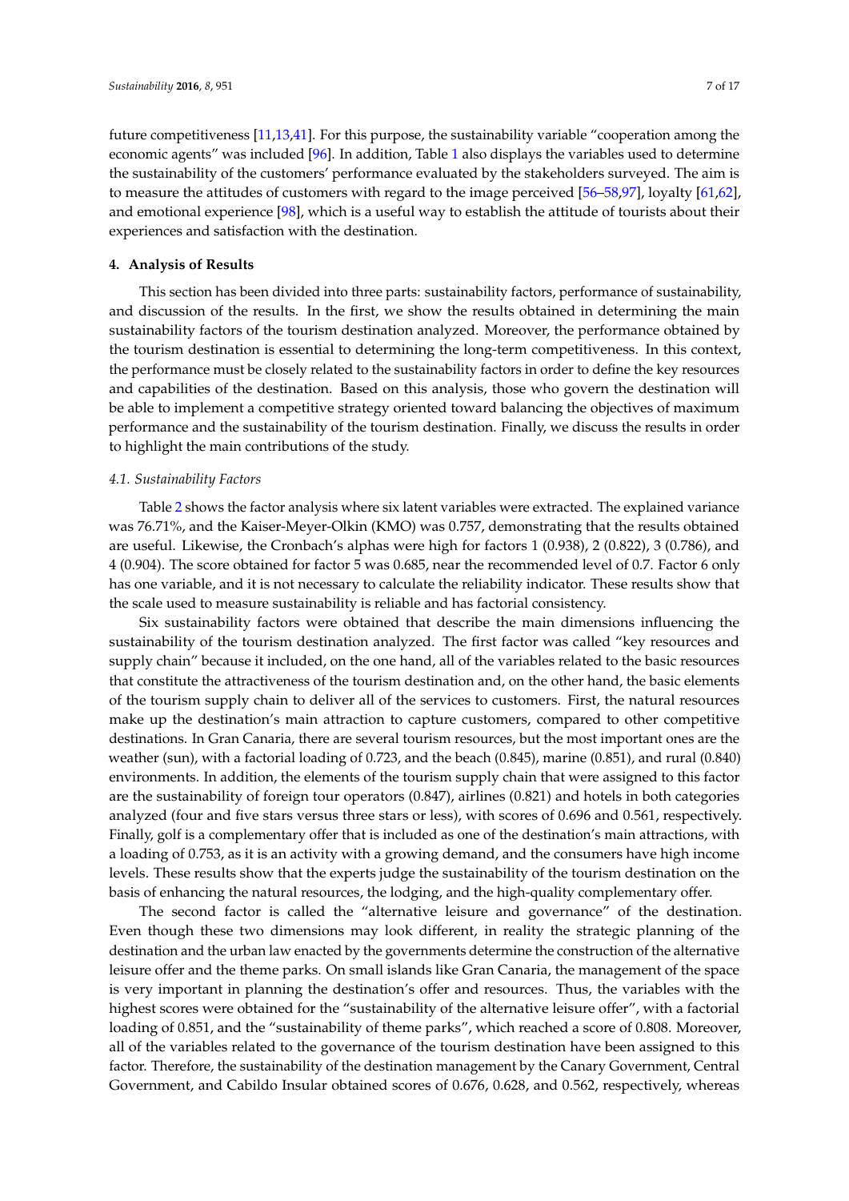future competitiveness [11,13,41]. For this purpose, the sustainability variable "cooperation among the economic agents" was included [96]. In addition, Table 1 also displays the variables used to determine the sustainability of the customers' performance evaluated by the stakeholders surveyed. The aim is to measure the attitudes of customers with regard to the image perceived [56–58,97], loyalty [61,62], and emotional experience [98], which is a useful way to establish the attitude of tourists about their experiences and satisfaction with the destination.

## 4. Analysis of Results

This section has been divided into three parts: sustainability factors, performance of sustainability, and discussion of the results. In the first, we show the results obtained in determining the main sustainability factors of the tourism destination analyzed. Moreover, the performance obtained by the tourism destination is essential to determining the long-term competitiveness. In this context, the performance must be closely related to the sustainability factors in order to define the key resources and capabilities of the destination. Based on this analysis, those who govern the destination will be able to implement a competitive strategy oriented toward balancing the objectives of maximum performance and the sustainability of the tourism destination. Finally, we discuss the results in order to highlight the main contributions of the study.

### *4.1. Sustainability Factors*

Table 2 shows the factor analysis where six latent variables were extracted. The explained variance was 76.71%, and the Kaiser-Meyer-Olkin (KMO) was 0.757, demonstrating that the results obtained are useful. Likewise, the Cronbach's alphas were high for factors 1 (0.938), 2 (0.822), 3 (0.786), and 4 (0.904). The score obtained for factor 5 was 0.685, near the recommended level of 0.7. Factor 6 only has one variable, and it is not necessary to calculate the reliability indicator. These results show that the scale used to measure sustainability is reliable and has factorial consistency.

Six sustainability factors were obtained that describe the main dimensions influencing the sustainability of the tourism destination analyzed. The first factor was called "key resources and supply chain" because it included, on the one hand, all of the variables related to the basic resources that constitute the attractiveness of the tourism destination and, on the other hand, the basic elements of the tourism supply chain to deliver all of the services to customers. First, the natural resources make up the destination's main attraction to capture customers, compared to other competitive destinations. In Gran Canaria, there are several tourism resources, but the most important ones are the weather (sun), with a factorial loading of 0.723, and the beach (0.845), marine (0.851), and rural (0.840) environments. In addition, the elements of the tourism supply chain that were assigned to this factor are the sustainability of foreign tour operators (0.847), airlines (0.821) and hotels in both categories analyzed (four and five stars versus three stars or less), with scores of 0.696 and 0.561, respectively. Finally, golf is a complementary offer that is included as one of the destination's main attractions, with a loading of 0.753, as it is an activity with a growing demand, and the consumers have high income levels. These results show that the experts judge the sustainability of the tourism destination on the basis of enhancing the natural resources, the lodging, and the high-quality complementary offer.

The second factor is called the "alternative leisure and governance" of the destination. Even though these two dimensions may look different, in reality the strategic planning of the destination and the urban law enacted by the governments determine the construction of the alternative leisure offer and the theme parks. On small islands like Gran Canaria, the management of the space is very important in planning the destination's offer and resources. Thus, the variables with the highest scores were obtained for the "sustainability of the alternative leisure offer", with a factorial loading of 0.851, and the "sustainability of theme parks", which reached a score of 0.808. Moreover, all of the variables related to the governance of the tourism destination have been assigned to this factor. Therefore, the sustainability of the destination management by the Canary Government, Central Government, and Cabildo Insular obtained scores of 0.676, 0.628, and 0.562, respectively, whereas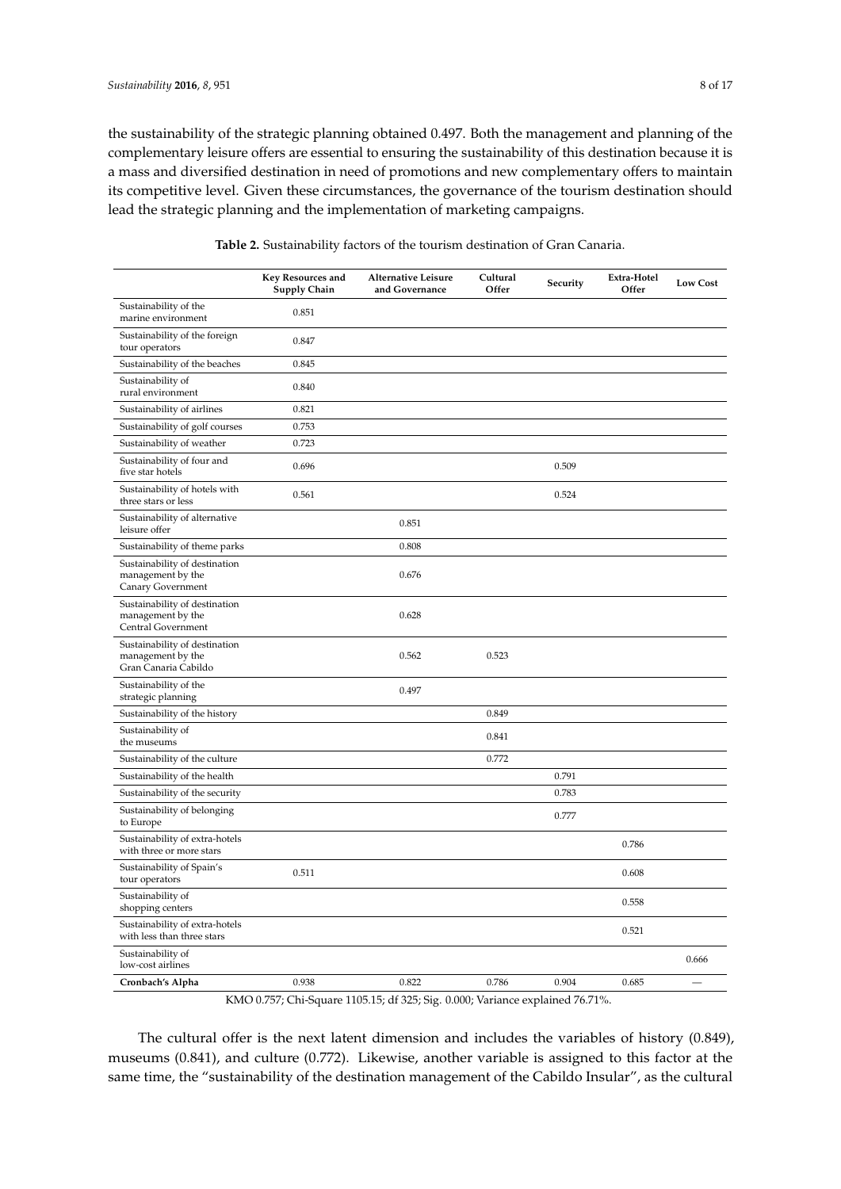the sustainability of the strategic planning obtained 0.497. Both the management and planning of the complementary leisure offers are essential to ensuring the sustainability of this destination because it is a mass and diversified destination in need of promotions and new complementary offers to maintain its competitive level. Given these circumstances, the governance of the tourism destination should lead the strategic planning and the implementation of marketing campaigns.

**Table 2.** Sustainability factors of the tourism destination of Gran Canaria.

| | Key Resources and Supply Chain | Alternative Leisure and Governance | Cultural Offer | Security | Extra-Hotel Offer | Low Cost |
|---|---|---|---|---|---|---|
| Sustainability of the marine environment | 0.851 | | | | | |
| Sustainability of the foreign tour operators | 0.847 | | | | | |
| Sustainability of the beaches | 0.845 | | | | | |
| Sustainability of rural environment | 0.840 | | | | | |
| Sustainability of airlines | 0.821 | | | | | |
| Sustainability of golf courses | 0.753 | | | | | |
| Sustainability of weather | 0.723 | | | | | |
| Sustainability of four and five star hotels | 0.696 | | | 0.509 | | |
| Sustainability of hotels with three stars or less | 0.561 | | | 0.524 | | |
| Sustainability of alternative leisure offer | | 0.851 | | | | |
| Sustainability of theme parks | | 0.808 | | | | |
| Sustainability of destination management by the Canary Government | | 0.676 | | | | |
| Sustainability of destination management by the Central Government | | 0.628 | | | | |
| Sustainability of destination management by the Gran Canaria Cabildo | | 0.562 | 0.523 | | | |
| Sustainability of the strategic planning | | 0.497 | | | | |
| Sustainability of the history | | | 0.849 | | | |
| Sustainability of the museums | | | 0.841 | | | |
| Sustainability of the culture | | | 0.772 | | | |
| Sustainability of the health | | | | 0.791 | | |
| Sustainability of the security | | | | 0.783 | | |
| Sustainability of belonging to Europe | | | | 0.777 | | |
| Sustainability of extra-hotels with three or more stars | | | | | 0.786 | |
| Sustainability of Spain's tour operators | 0.511 | | | | 0.608 | |
| Sustainability of shopping centers | | | | | 0.558 | |
| Sustainability of extra-hotels with less than three stars | | | | | 0.521 | |
| Sustainability of low-cost airlines | | | | | | 0.666 |
| **Cronbach's Alpha** | 0.938 | 0.822 | 0.786 | 0.904 | 0.685 | — |

KMO 0.757; Chi-Square 1105.15; df 325; Sig. 0.000; Variance explained 76.71%.

The cultural offer is the next latent dimension and includes the variables of history (0.849), museums (0.841), and culture (0.772). Likewise, another variable is assigned to this factor at the same time, the "sustainability of the destination management of the Cabildo Insular", as the cultural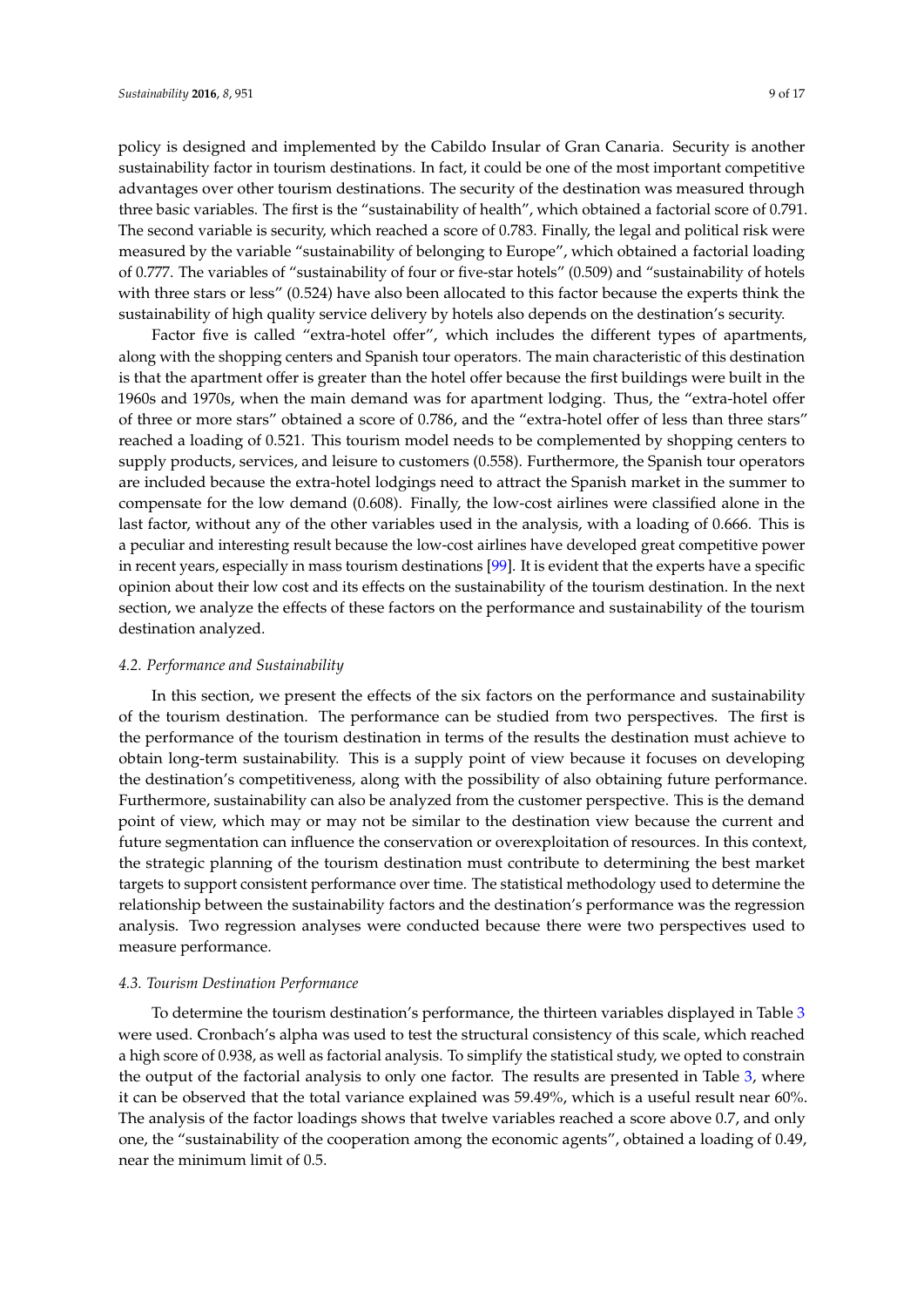policy is designed and implemented by the Cabildo Insular of Gran Canaria. Security is another sustainability factor in tourism destinations. In fact, it could be one of the most important competitive advantages over other tourism destinations. The security of the destination was measured through three basic variables. The first is the "sustainability of health", which obtained a factorial score of 0.791. The second variable is security, which reached a score of 0.783. Finally, the legal and political risk were measured by the variable "sustainability of belonging to Europe", which obtained a factorial loading of 0.777. The variables of "sustainability of four or five-star hotels" (0.509) and "sustainability of hotels with three stars or less" (0.524) have also been allocated to this factor because the experts think the sustainability of high quality service delivery by hotels also depends on the destination's security.

Factor five is called "extra-hotel offer", which includes the different types of apartments, along with the shopping centers and Spanish tour operators. The main characteristic of this destination is that the apartment offer is greater than the hotel offer because the first buildings were built in the 1960s and 1970s, when the main demand was for apartment lodging. Thus, the "extra-hotel offer of three or more stars" obtained a score of 0.786, and the "extra-hotel offer of less than three stars" reached a loading of 0.521. This tourism model needs to be complemented by shopping centers to supply products, services, and leisure to customers (0.558). Furthermore, the Spanish tour operators are included because the extra-hotel lodgings need to attract the Spanish market in the summer to compensate for the low demand (0.608). Finally, the low-cost airlines were classified alone in the last factor, without any of the other variables used in the analysis, with a loading of 0.666. This is a peculiar and interesting result because the low-cost airlines have developed great competitive power in recent years, especially in mass tourism destinations [99]. It is evident that the experts have a specific opinion about their low cost and its effects on the sustainability of the tourism destination. In the next section, we analyze the effects of these factors on the performance and sustainability of the tourism destination analyzed.

### *4.2. Performance and Sustainability*

In this section, we present the effects of the six factors on the performance and sustainability of the tourism destination. The performance can be studied from two perspectives. The first is the performance of the tourism destination in terms of the results the destination must achieve to obtain long-term sustainability. This is a supply point of view because it focuses on developing the destination's competitiveness, along with the possibility of also obtaining future performance. Furthermore, sustainability can also be analyzed from the customer perspective. This is the demand point of view, which may or may not be similar to the destination view because the current and future segmentation can influence the conservation or overexploitation of resources. In this context, the strategic planning of the tourism destination must contribute to determining the best market targets to support consistent performance over time. The statistical methodology used to determine the relationship between the sustainability factors and the destination's performance was the regression analysis. Two regression analyses were conducted because there were two perspectives used to measure performance.

### *4.3. Tourism Destination Performance*

To determine the tourism destination's performance, the thirteen variables displayed in Table 3 were used. Cronbach's alpha was used to test the structural consistency of this scale, which reached a high score of 0.938, as well as factorial analysis. To simplify the statistical study, we opted to constrain the output of the factorial analysis to only one factor. The results are presented in Table 3, where it can be observed that the total variance explained was 59.49%, which is a useful result near 60%. The analysis of the factor loadings shows that twelve variables reached a score above 0.7, and only one, the "sustainability of the cooperation among the economic agents", obtained a loading of 0.49, near the minimum limit of 0.5.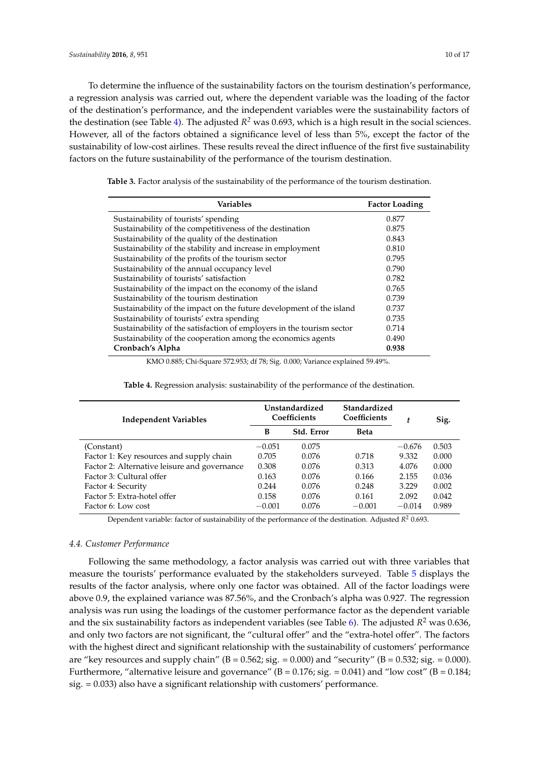To determine the influence of the sustainability factors on the tourism destination's performance, a regression analysis was carried out, where the dependent variable was the loading of the factor of the destination's performance, and the independent variables were the sustainability factors of the destination (see Table 4). The adjusted $R^2$ was 0.693, which is a high result in the social sciences. However, all of the factors obtained a significance level of less than 5%, except the factor of the sustainability of low-cost airlines. These results reveal the direct influence of the first five sustainability factors on the future sustainability of the performance of the tourism destination.

**Table 3.** Factor analysis of the sustainability of the performance of the tourism destination.

| Variables | Factor Loading |
| --- | --- |
| Sustainability of tourists' spending | 0.877 |
| Sustainability of the competitiveness of the destination | 0.875 |
| Sustainability of the quality of the destination | 0.843 |
| Sustainability of the stability and increase in employment | 0.810 |
| Sustainability of the profits of the tourism sector | 0.795 |
| Sustainability of the annual occupancy level | 0.790 |
| Sustainability of tourists' satisfaction | 0.782 |
| Sustainability of the impact on the economy of the island | 0.765 |
| Sustainability of the tourism destination | 0.739 |
| Sustainability of the impact on the future development of the island | 0.737 |
| Sustainability of tourists' extra spending | 0.735 |
| Sustainability of the satisfaction of employers in the tourism sector | 0.714 |
| Sustainability of the cooperation among the economics agents | 0.490 |
| **Cronbach's Alpha** | **0.938** |

KMO 0.885; Chi-Square 572.953; df 78; Sig. 0.000; Variance explained 59.49%.

**Table 4.** Regression analysis: sustainability of the performance of the destination.

| Independent Variables | Unstandardized Coefficients | | Standardized Coefficients | $t$ | Sig. |
| --- | --- | --- | --- | --- | --- |
| | B | Std. Error | Beta | | |
| (Constant) | −0.051 | 0.075 | | −0.676 | 0.503 |
| Factor 1: Key resources and supply chain | 0.705 | 0.076 | 0.718 | 9.332 | 0.000 |
| Factor 2: Alternative leisure and governance | 0.308 | 0.076 | 0.313 | 4.076 | 0.000 |
| Factor 3: Cultural offer | 0.163 | 0.076 | 0.166 | 2.155 | 0.036 |
| Factor 4: Security | 0.244 | 0.076 | 0.248 | 3.229 | 0.002 |
| Factor 5: Extra-hotel offer | 0.158 | 0.076 | 0.161 | 2.092 | 0.042 |
| Factor 6: Low cost | −0.001 | 0.076 | −0.001 | −0.014 | 0.989 |

Dependent variable: factor of sustainability of the performance of the destination. Adjusted $R^2$ 0.693.

### 4.4. Customer Performance

Following the same methodology, a factor analysis was carried out with three variables that measure the tourists' performance evaluated by the stakeholders surveyed. Table 5 displays the results of the factor analysis, where only one factor was obtained. All of the factor loadings were above 0.9, the explained variance was 87.56%, and the Cronbach's alpha was 0.927. The regression analysis was run using the loadings of the customer performance factor as the dependent variable and the six sustainability factors as independent variables (see Table 6). The adjusted $R^2$ was 0.636, and only two factors are not significant, the "cultural offer" and the "extra-hotel offer". The factors with the highest direct and significant relationship with the sustainability of customers' performance are "key resources and supply chain" (B = 0.562; sig. = 0.000) and "security" (B = 0.532; sig. = 0.000). Furthermore, "alternative leisure and governance" (B = 0.176; sig. = 0.041) and "low cost" (B = 0.184; sig. = 0.033) also have a significant relationship with customers' performance.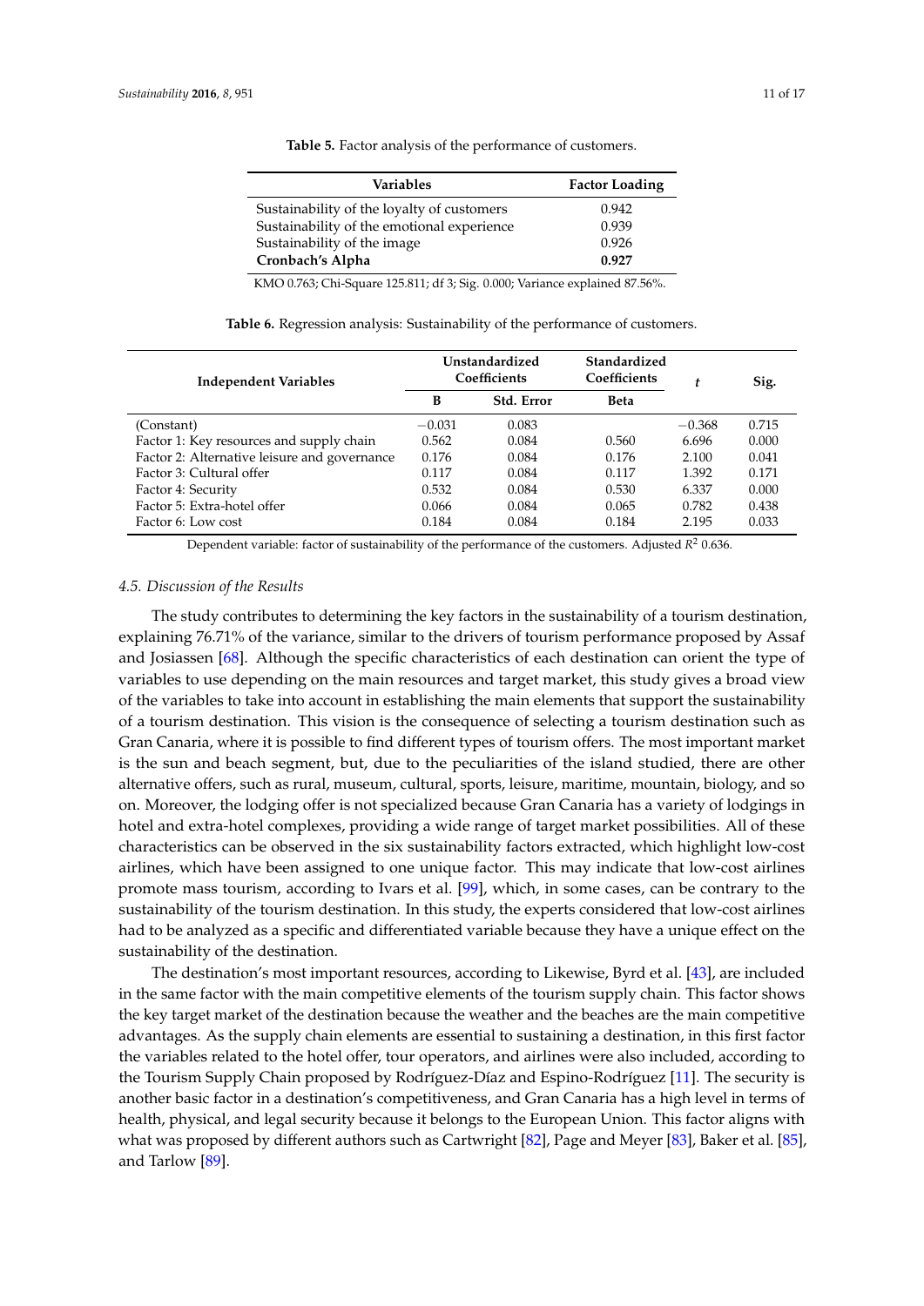**Table 5.** Factor analysis of the performance of customers.

| Variables | Factor Loading |
|---|---|
| Sustainability of the loyalty of customers | 0.942 |
| Sustainability of the emotional experience | 0.939 |
| Sustainability of the image | 0.926 |
| **Cronbach's Alpha** | **0.927** |

KMO 0.763; Chi-Square 125.811; df 3; Sig. 0.000; Variance explained 87.56%.

**Table 6.** Regression analysis: Sustainability of the performance of customers.

| Independent Variables | Unstandardized Coefficients | | Standardized Coefficients | $t$ | Sig. |
|---|---|---|---|---|---|
| | B | Std. Error | Beta | | |
| (Constant) | −0.031 | 0.083 | | −0.368 | 0.715 |
| Factor 1: Key resources and supply chain | 0.562 | 0.084 | 0.560 | 6.696 | 0.000 |
| Factor 2: Alternative leisure and governance | 0.176 | 0.084 | 0.176 | 2.100 | 0.041 |
| Factor 3: Cultural offer | 0.117 | 0.084 | 0.117 | 1.392 | 0.171 |
| Factor 4: Security | 0.532 | 0.084 | 0.530 | 6.337 | 0.000 |
| Factor 5: Extra-hotel offer | 0.066 | 0.084 | 0.065 | 0.782 | 0.438 |
| Factor 6: Low cost | 0.184 | 0.084 | 0.184 | 2.195 | 0.033 |

Dependent variable: factor of sustainability of the performance of the customers. Adjusted $R^2$ 0.636.

### *4.5. Discussion of the Results*

The study contributes to determining the key factors in the sustainability of a tourism destination, explaining 76.71% of the variance, similar to the drivers of tourism performance proposed by Assaf and Josiassen [68]. Although the specific characteristics of each destination can orient the type of variables to use depending on the main resources and target market, this study gives a broad view of the variables to take into account in establishing the main elements that support the sustainability of a tourism destination. This vision is the consequence of selecting a tourism destination such as Gran Canaria, where it is possible to find different types of tourism offers. The most important market is the sun and beach segment, but, due to the peculiarities of the island studied, there are other alternative offers, such as rural, museum, cultural, sports, leisure, maritime, mountain, biology, and so on. Moreover, the lodging offer is not specialized because Gran Canaria has a variety of lodgings in hotel and extra-hotel complexes, providing a wide range of target market possibilities. All of these characteristics can be observed in the six sustainability factors extracted, which highlight low-cost airlines, which have been assigned to one unique factor. This may indicate that low-cost airlines promote mass tourism, according to Ivars et al. [99], which, in some cases, can be contrary to the sustainability of the tourism destination. In this study, the experts considered that low-cost airlines had to be analyzed as a specific and differentiated variable because they have a unique effect on the sustainability of the destination.

The destination's most important resources, according to Likewise, Byrd et al. [43], are included in the same factor with the main competitive elements of the tourism supply chain. This factor shows the key target market of the destination because the weather and the beaches are the main competitive advantages. As the supply chain elements are essential to sustaining a destination, in this first factor the variables related to the hotel offer, tour operators, and airlines were also included, according to the Tourism Supply Chain proposed by Rodríguez-Díaz and Espino-Rodríguez [11]. The security is another basic factor in a destination's competitiveness, and Gran Canaria has a high level in terms of health, physical, and legal security because it belongs to the European Union. This factor aligns with what was proposed by different authors such as Cartwright [82], Page and Meyer [83], Baker et al. [85], and Tarlow [89].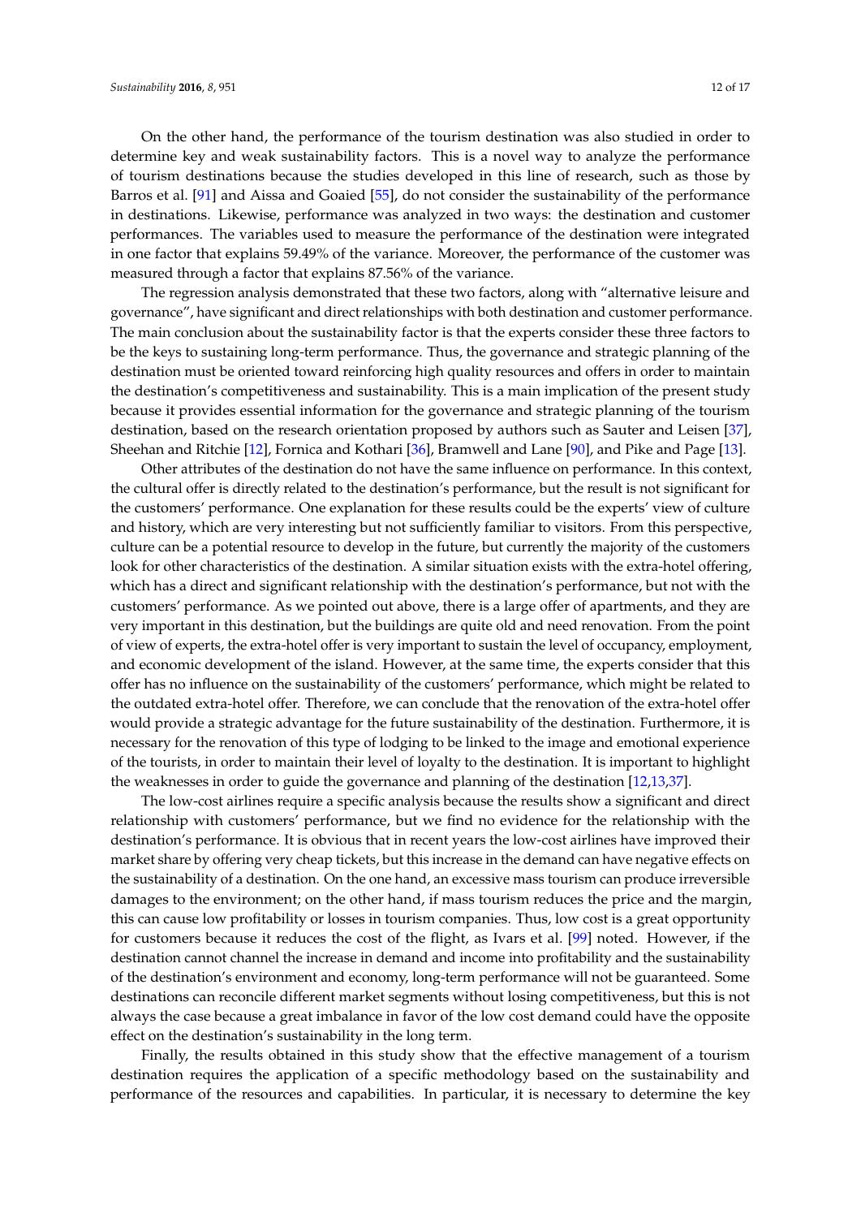On the other hand, the performance of the tourism destination was also studied in order to determine key and weak sustainability factors. This is a novel way to analyze the performance of tourism destinations because the studies developed in this line of research, such as those by Barros et al. [91] and Aissa and Goaied [55], do not consider the sustainability of the performance in destinations. Likewise, performance was analyzed in two ways: the destination and customer performances. The variables used to measure the performance of the destination were integrated in one factor that explains 59.49% of the variance. Moreover, the performance of the customer was measured through a factor that explains 87.56% of the variance.

The regression analysis demonstrated that these two factors, along with "alternative leisure and governance", have significant and direct relationships with both destination and customer performance. The main conclusion about the sustainability factor is that the experts consider these three factors to be the keys to sustaining long-term performance. Thus, the governance and strategic planning of the destination must be oriented toward reinforcing high quality resources and offers in order to maintain the destination's competitiveness and sustainability. This is a main implication of the present study because it provides essential information for the governance and strategic planning of the tourism destination, based on the research orientation proposed by authors such as Sauter and Leisen [37], Sheehan and Ritchie [12], Fornica and Kothari [36], Bramwell and Lane [90], and Pike and Page [13].

Other attributes of the destination do not have the same influence on performance. In this context, the cultural offer is directly related to the destination's performance, but the result is not significant for the customers' performance. One explanation for these results could be the experts' view of culture and history, which are very interesting but not sufficiently familiar to visitors. From this perspective, culture can be a potential resource to develop in the future, but currently the majority of the customers look for other characteristics of the destination. A similar situation exists with the extra-hotel offering, which has a direct and significant relationship with the destination's performance, but not with the customers' performance. As we pointed out above, there is a large offer of apartments, and they are very important in this destination, but the buildings are quite old and need renovation. From the point of view of experts, the extra-hotel offer is very important to sustain the level of occupancy, employment, and economic development of the island. However, at the same time, the experts consider that this offer has no influence on the sustainability of the customers' performance, which might be related to the outdated extra-hotel offer. Therefore, we can conclude that the renovation of the extra-hotel offer would provide a strategic advantage for the future sustainability of the destination. Furthermore, it is necessary for the renovation of this type of lodging to be linked to the image and emotional experience of the tourists, in order to maintain their level of loyalty to the destination. It is important to highlight the weaknesses in order to guide the governance and planning of the destination [12,13,37].

The low-cost airlines require a specific analysis because the results show a significant and direct relationship with customers' performance, but we find no evidence for the relationship with the destination's performance. It is obvious that in recent years the low-cost airlines have improved their market share by offering very cheap tickets, but this increase in the demand can have negative effects on the sustainability of a destination. On the one hand, an excessive mass tourism can produce irreversible damages to the environment; on the other hand, if mass tourism reduces the price and the margin, this can cause low profitability or losses in tourism companies. Thus, low cost is a great opportunity for customers because it reduces the cost of the flight, as Ivars et al. [99] noted. However, if the destination cannot channel the increase in demand and income into profitability and the sustainability of the destination's environment and economy, long-term performance will not be guaranteed. Some destinations can reconcile different market segments without losing competitiveness, but this is not always the case because a great imbalance in favor of the low cost demand could have the opposite effect on the destination's sustainability in the long term.

Finally, the results obtained in this study show that the effective management of a tourism destination requires the application of a specific methodology based on the sustainability and performance of the resources and capabilities. In particular, it is necessary to determine the key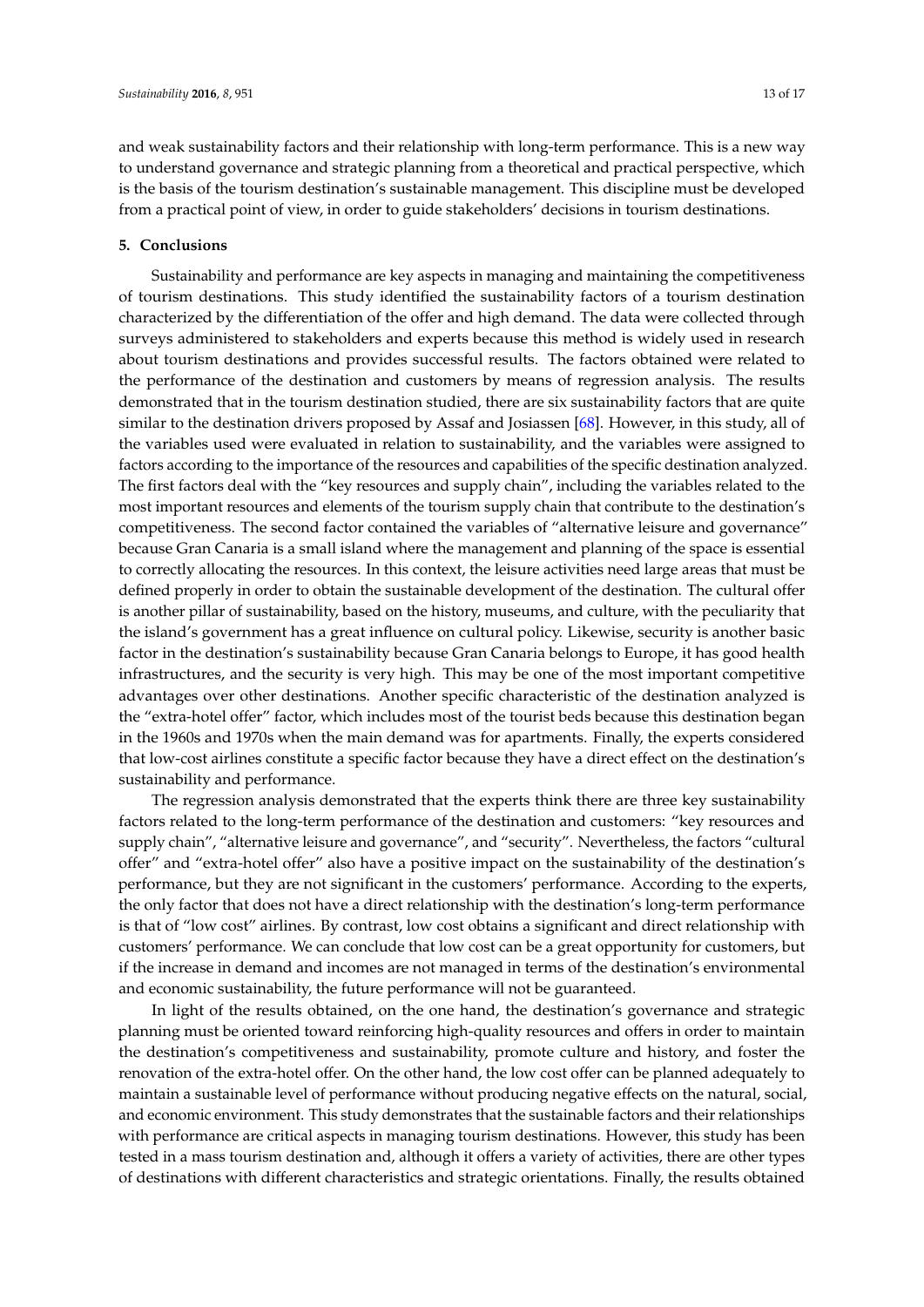and weak sustainability factors and their relationship with long-term performance. This is a new way to understand governance and strategic planning from a theoretical and practical perspective, which is the basis of the tourism destination's sustainable management. This discipline must be developed from a practical point of view, in order to guide stakeholders' decisions in tourism destinations.

## 5. Conclusions

Sustainability and performance are key aspects in managing and maintaining the competitiveness of tourism destinations. This study identified the sustainability factors of a tourism destination characterized by the differentiation of the offer and high demand. The data were collected through surveys administered to stakeholders and experts because this method is widely used in research about tourism destinations and provides successful results. The factors obtained were related to the performance of the destination and customers by means of regression analysis. The results demonstrated that in the tourism destination studied, there are six sustainability factors that are quite similar to the destination drivers proposed by Assaf and Josiassen [68]. However, in this study, all of the variables used were evaluated in relation to sustainability, and the variables were assigned to factors according to the importance of the resources and capabilities of the specific destination analyzed. The first factors deal with the "key resources and supply chain", including the variables related to the most important resources and elements of the tourism supply chain that contribute to the destination's competitiveness. The second factor contained the variables of "alternative leisure and governance" because Gran Canaria is a small island where the management and planning of the space is essential to correctly allocating the resources. In this context, the leisure activities need large areas that must be defined properly in order to obtain the sustainable development of the destination. The cultural offer is another pillar of sustainability, based on the history, museums, and culture, with the peculiarity that the island's government has a great influence on cultural policy. Likewise, security is another basic factor in the destination's sustainability because Gran Canaria belongs to Europe, it has good health infrastructures, and the security is very high. This may be one of the most important competitive advantages over other destinations. Another specific characteristic of the destination analyzed is the "extra-hotel offer" factor, which includes most of the tourist beds because this destination began in the 1960s and 1970s when the main demand was for apartments. Finally, the experts considered that low-cost airlines constitute a specific factor because they have a direct effect on the destination's sustainability and performance.

The regression analysis demonstrated that the experts think there are three key sustainability factors related to the long-term performance of the destination and customers: "key resources and supply chain", "alternative leisure and governance", and "security". Nevertheless, the factors "cultural offer" and "extra-hotel offer" also have a positive impact on the sustainability of the destination's performance, but they are not significant in the customers' performance. According to the experts, the only factor that does not have a direct relationship with the destination's long-term performance is that of "low cost" airlines. By contrast, low cost obtains a significant and direct relationship with customers' performance. We can conclude that low cost can be a great opportunity for customers, but if the increase in demand and incomes are not managed in terms of the destination's environmental and economic sustainability, the future performance will not be guaranteed.

In light of the results obtained, on the one hand, the destination's governance and strategic planning must be oriented toward reinforcing high-quality resources and offers in order to maintain the destination's competitiveness and sustainability, promote culture and history, and foster the renovation of the extra-hotel offer. On the other hand, the low cost offer can be planned adequately to maintain a sustainable level of performance without producing negative effects on the natural, social, and economic environment. This study demonstrates that the sustainable factors and their relationships with performance are critical aspects in managing tourism destinations. However, this study has been tested in a mass tourism destination and, although it offers a variety of activities, there are other types of destinations with different characteristics and strategic orientations. Finally, the results obtained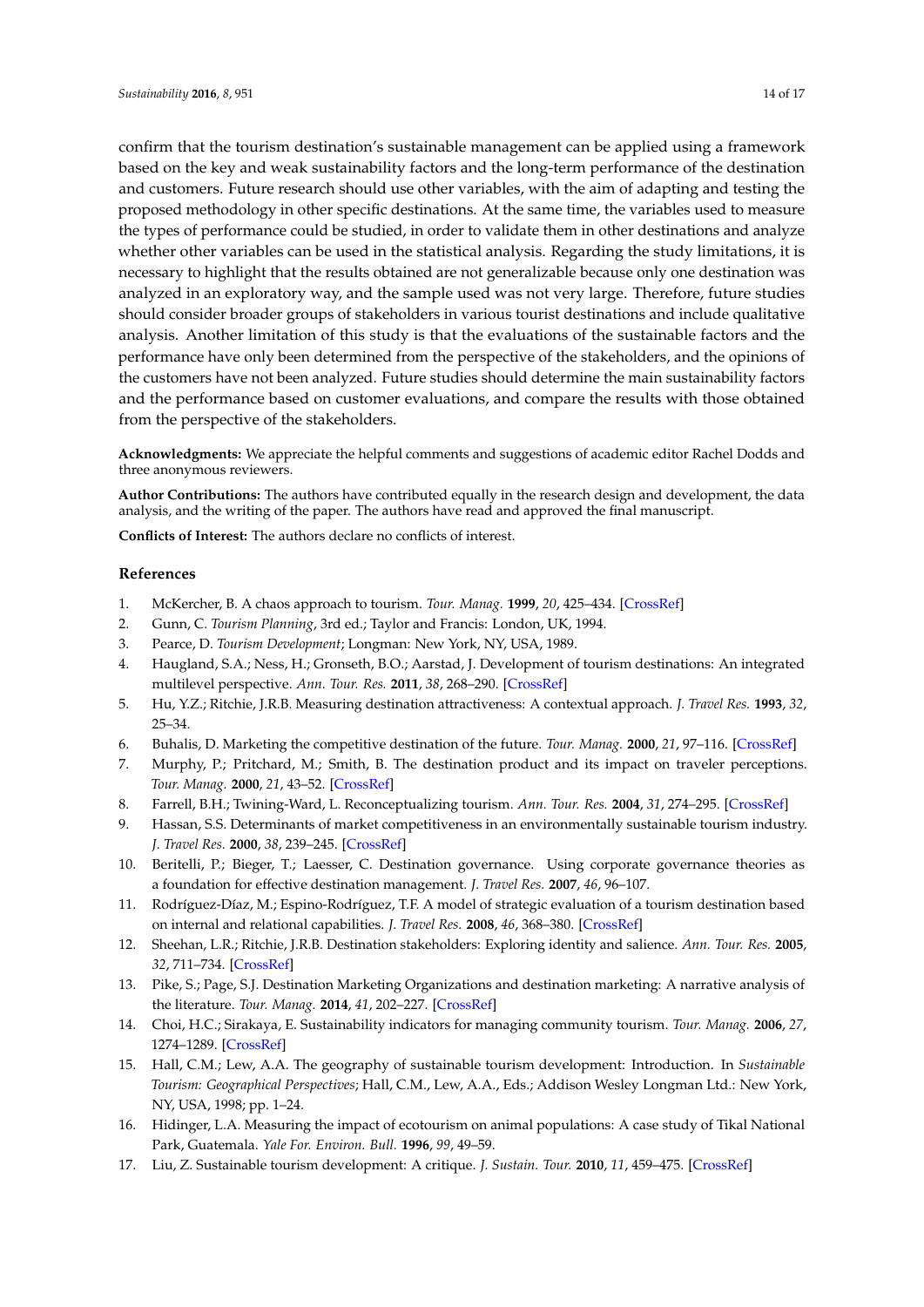confirm that the tourism destination's sustainable management can be applied using a framework based on the key and weak sustainability factors and the long-term performance of the destination and customers. Future research should use other variables, with the aim of adapting and testing the proposed methodology in other specific destinations. At the same time, the variables used to measure the types of performance could be studied, in order to validate them in other destinations and analyze whether other variables can be used in the statistical analysis. Regarding the study limitations, it is necessary to highlight that the results obtained are not generalizable because only one destination was analyzed in an exploratory way, and the sample used was not very large. Therefore, future studies should consider broader groups of stakeholders in various tourist destinations and include qualitative analysis. Another limitation of this study is that the evaluations of the sustainable factors and the performance have only been determined from the perspective of the stakeholders, and the opinions of the customers have not been analyzed. Future studies should determine the main sustainability factors and the performance based on customer evaluations, and compare the results with those obtained from the perspective of the stakeholders.

**Acknowledgments:** We appreciate the helpful comments and suggestions of academic editor Rachel Dodds and three anonymous reviewers.

**Author Contributions:** The authors have contributed equally in the research design and development, the data analysis, and the writing of the paper. The authors have read and approved the final manuscript.

**Conflicts of Interest:** The authors declare no conflicts of interest.

## References

1. McKercher, B. A chaos approach to tourism. *Tour. Manag.* **1999**, *20*, 425–434. [CrossRef]
2. Gunn, C. *Tourism Planning*, 3rd ed.; Taylor and Francis: London, UK, 1994.
3. Pearce, D. *Tourism Development*; Longman: New York, NY, USA, 1989.
4. Haugland, S.A.; Ness, H.; Gronseth, B.O.; Aarstad, J. Development of tourism destinations: An integrated multilevel perspective. *Ann. Tour. Res.* **2011**, *38*, 268–290. [CrossRef]
5. Hu, Y.Z.; Ritchie, J.R.B. Measuring destination attractiveness: A contextual approach. *J. Travel Res.* **1993**, *32*, 25–34.
6. Buhalis, D. Marketing the competitive destination of the future. *Tour. Manag.* **2000**, *21*, 97–116. [CrossRef]
7. Murphy, P.; Pritchard, M.; Smith, B. The destination product and its impact on traveler perceptions. *Tour. Manag.* **2000**, *21*, 43–52. [CrossRef]
8. Farrell, B.H.; Twining-Ward, L. Reconceptualizing tourism. *Ann. Tour. Res.* **2004**, *31*, 274–295. [CrossRef]
9. Hassan, S.S. Determinants of market competitiveness in an environmentally sustainable tourism industry. *J. Travel Res.* **2000**, *38*, 239–245. [CrossRef]
10. Beritelli, P.; Bieger, T.; Laesser, C. Destination governance. Using corporate governance theories as a foundation for effective destination management. *J. Travel Res.* **2007**, *46*, 96–107.
11. Rodríguez-Díaz, M.; Espino-Rodríguez, T.F. A model of strategic evaluation of a tourism destination based on internal and relational capabilities. *J. Travel Res.* **2008**, *46*, 368–380. [CrossRef]
12. Sheehan, L.R.; Ritchie, J.R.B. Destination stakeholders: Exploring identity and salience. *Ann. Tour. Res.* **2005**, *32*, 711–734. [CrossRef]
13. Pike, S.; Page, S.J. Destination Marketing Organizations and destination marketing: A narrative analysis of the literature. *Tour. Manag.* **2014**, *41*, 202–227. [CrossRef]
14. Choi, H.C.; Sirakaya, E. Sustainability indicators for managing community tourism. *Tour. Manag.* **2006**, *27*, 1274–1289. [CrossRef]
15. Hall, C.M.; Lew, A.A. The geography of sustainable tourism development: Introduction. In *Sustainable Tourism: Geographical Perspectives*; Hall, C.M., Lew, A.A., Eds.; Addison Wesley Longman Ltd.: New York, NY, USA, 1998; pp. 1–24.
16. Hidinger, L.A. Measuring the impact of ecotourism on animal populations: A case study of Tikal National Park, Guatemala. *Yale For. Environ. Bull.* **1996**, *99*, 49–59.
17. Liu, Z. Sustainable tourism development: A critique. *J. Sustain. Tour.* **2010**, *11*, 459–475. [CrossRef]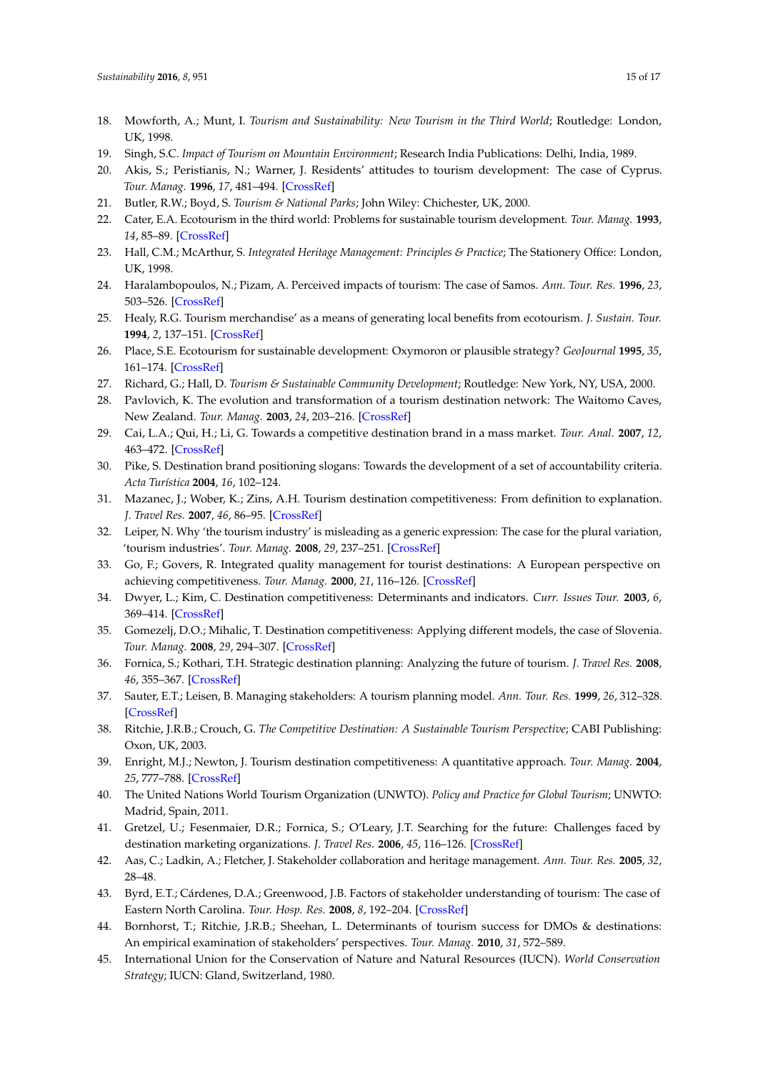18. Mowforth, A.; Munt, I. *Tourism and Sustainability: New Tourism in the Third World*; Routledge: London, UK, 1998.
19. Singh, S.C. *Impact of Tourism on Mountain Environment*; Research India Publications: Delhi, India, 1989.
20. Akis, S.; Peristianis, N.; Warner, J. Residents' attitudes to tourism development: The case of Cyprus. *Tour. Manag.* **1996**, *17*, 481–494. [CrossRef]
21. Butler, R.W.; Boyd, S. *Tourism & National Parks*; John Wiley: Chichester, UK, 2000.
22. Cater, E.A. Ecotourism in the third world: Problems for sustainable tourism development. *Tour. Manag.* **1993**, *14*, 85–89. [CrossRef]
23. Hall, C.M.; McArthur, S. *Integrated Heritage Management: Principles & Practice*; The Stationery Office: London, UK, 1998.
24. Haralambopoulos, N.; Pizam, A. Perceived impacts of tourism: The case of Samos. *Ann. Tour. Res.* **1996**, *23*, 503–526. [CrossRef]
25. Healy, R.G. Tourism merchandise' as a means of generating local benefits from ecotourism. *J. Sustain. Tour.* **1994**, *2*, 137–151. [CrossRef]
26. Place, S.E. Ecotourism for sustainable development: Oxymoron or plausible strategy? *GeoJournal* **1995**, *35*, 161–174. [CrossRef]
27. Richard, G.; Hall, D. *Tourism & Sustainable Community Development*; Routledge: New York, NY, USA, 2000.
28. Pavlovich, K. The evolution and transformation of a tourism destination network: The Waitomo Caves, New Zealand. *Tour. Manag.* **2003**, *24*, 203–216. [CrossRef]
29. Cai, L.A.; Qui, H.; Li, G. Towards a competitive destination brand in a mass market. *Tour. Anal.* **2007**, *12*, 463–472. [CrossRef]
30. Pike, S. Destination brand positioning slogans: Towards the development of a set of accountability criteria. *Acta Turística* **2004**, *16*, 102–124.
31. Mazanec, J.; Wober, K.; Zins, A.H. Tourism destination competitiveness: From definition to explanation. *J. Travel Res.* **2007**, *46*, 86–95. [CrossRef]
32. Leiper, N. Why 'the tourism industry' is misleading as a generic expression: The case for the plural variation, 'tourism industries'. *Tour. Manag.* **2008**, *29*, 237–251. [CrossRef]
33. Go, F.; Govers, R. Integrated quality management for tourist destinations: A European perspective on achieving competitiveness. *Tour. Manag.* **2000**, *21*, 116–126. [CrossRef]
34. Dwyer, L.; Kim, C. Destination competitiveness: Determinants and indicators. *Curr. Issues Tour.* **2003**, *6*, 369–414. [CrossRef]
35. Gomezelj, D.O.; Mihalic, T. Destination competitiveness: Applying different models, the case of Slovenia. *Tour. Manag.* **2008**, *29*, 294–307. [CrossRef]
36. Fornica, S.; Kothari, T.H. Strategic destination planning: Analyzing the future of tourism. *J. Travel Res.* **2008**, *46*, 355–367. [CrossRef]
37. Sauter, E.T.; Leisen, B. Managing stakeholders: A tourism planning model. *Ann. Tour. Res.* **1999**, *26*, 312–328. [CrossRef]
38. Ritchie, J.R.B.; Crouch, G. *The Competitive Destination: A Sustainable Tourism Perspective*; CABI Publishing: Oxon, UK, 2003.
39. Enright, M.J.; Newton, J. Tourism destination competitiveness: A quantitative approach. *Tour. Manag.* **2004**, *25*, 777–788. [CrossRef]
40. The United Nations World Tourism Organization (UNWTO). *Policy and Practice for Global Tourism*; UNWTO: Madrid, Spain, 2011.
41. Gretzel, U.; Fesenmaier, D.R.; Fornica, S.; O'Leary, J.T. Searching for the future: Challenges faced by destination marketing organizations. *J. Travel Res.* **2006**, *45*, 116–126. [CrossRef]
42. Aas, C.; Ladkin, A.; Fletcher, J. Stakeholder collaboration and heritage management. *Ann. Tour. Res.* **2005**, *32*, 28–48.
43. Byrd, E.T.; Cárdenes, D.A.; Greenwood, J.B. Factors of stakeholder understanding of tourism: The case of Eastern North Carolina. *Tour. Hosp. Res.* **2008**, *8*, 192–204. [CrossRef]
44. Bornhorst, T.; Ritchie, J.R.B.; Sheehan, L. Determinants of tourism success for DMOs & destinations: An empirical examination of stakeholders' perspectives. *Tour. Manag.* **2010**, *31*, 572–589.
45. International Union for the Conservation of Nature and Natural Resources (IUCN). *World Conservation Strategy*; IUCN: Gland, Switzerland, 1980.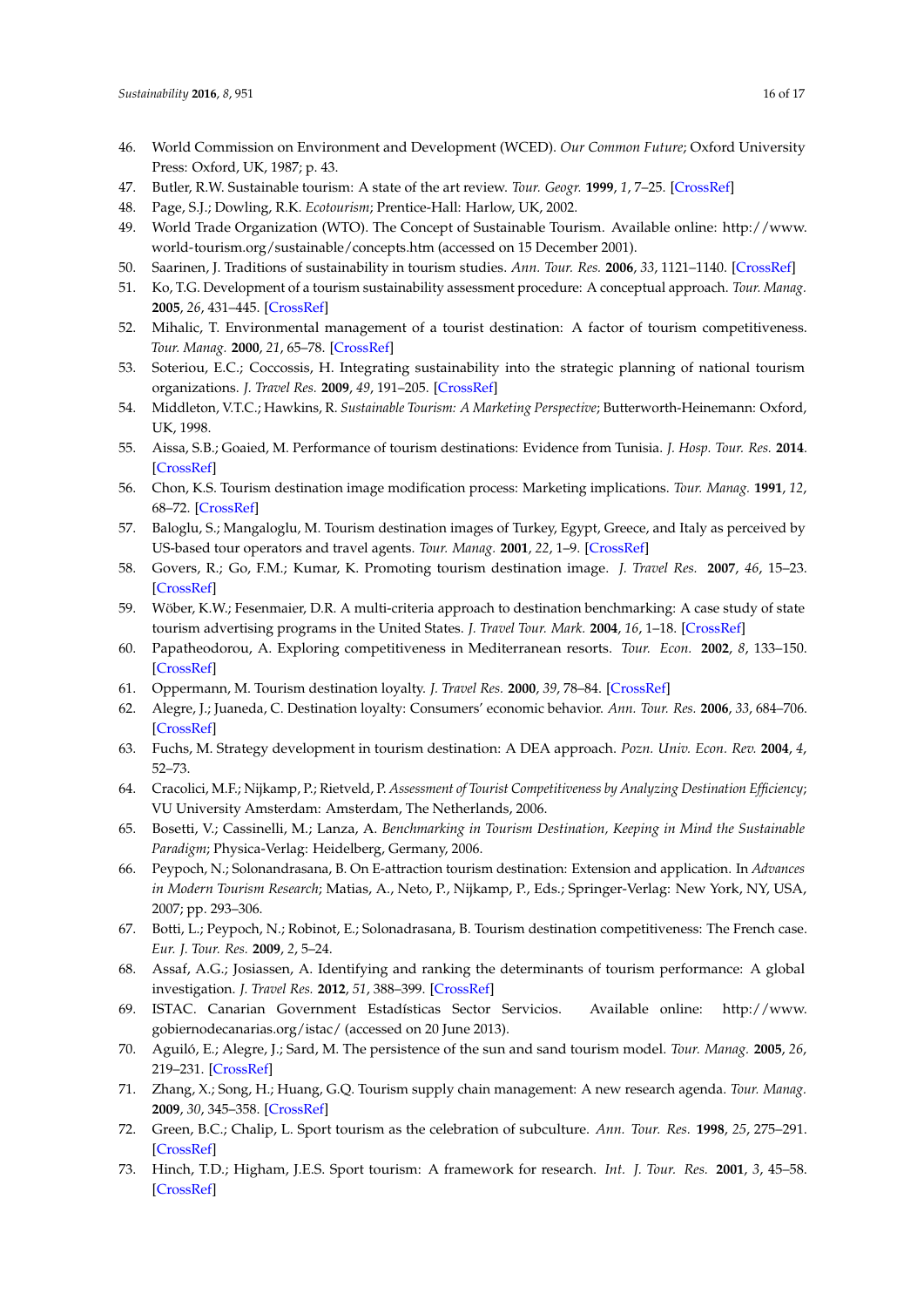46. World Commission on Environment and Development (WCED). *Our Common Future*; Oxford University Press: Oxford, UK, 1987; p. 43.
47. Butler, R.W. Sustainable tourism: A state of the art review. *Tour. Geogr.* **1999**, *1*, 7–25. [CrossRef]
48. Page, S.J.; Dowling, R.K. *Ecotourism*; Prentice-Hall: Harlow, UK, 2002.
49. World Trade Organization (WTO). The Concept of Sustainable Tourism. Available online: http://www.world-tourism.org/sustainable/concepts.htm (accessed on 15 December 2001).
50. Saarinen, J. Traditions of sustainability in tourism studies. *Ann. Tour. Res.* **2006**, *33*, 1121–1140. [CrossRef]
51. Ko, T.G. Development of a tourism sustainability assessment procedure: A conceptual approach. *Tour. Manag.* **2005**, *26*, 431–445. [CrossRef]
52. Mihalic, T. Environmental management of a tourist destination: A factor of tourism competitiveness. *Tour. Manag.* **2000**, *21*, 65–78. [CrossRef]
53. Soteriou, E.C.; Coccossis, H. Integrating sustainability into the strategic planning of national tourism organizations. *J. Travel Res.* **2009**, *49*, 191–205. [CrossRef]
54. Middleton, V.T.C.; Hawkins, R. *Sustainable Tourism: A Marketing Perspective*; Butterworth-Heinemann: Oxford, UK, 1998.
55. Aissa, S.B.; Goaied, M. Performance of tourism destinations: Evidence from Tunisia. *J. Hosp. Tour. Res.* **2014**. [CrossRef]
56. Chon, K.S. Tourism destination image modification process: Marketing implications. *Tour. Manag.* **1991**, *12*, 68–72. [CrossRef]
57. Baloglu, S.; Mangaloglu, M. Tourism destination images of Turkey, Egypt, Greece, and Italy as perceived by US-based tour operators and travel agents. *Tour. Manag.* **2001**, *22*, 1–9. [CrossRef]
58. Govers, R.; Go, F.M.; Kumar, K. Promoting tourism destination image. *J. Travel Res.* **2007**, *46*, 15–23. [CrossRef]
59. Wöber, K.W.; Fesenmaier, D.R. A multi-criteria approach to destination benchmarking: A case study of state tourism advertising programs in the United States. *J. Travel Tour. Mark.* **2004**, *16*, 1–18. [CrossRef]
60. Papatheodorou, A. Exploring competitiveness in Mediterranean resorts. *Tour. Econ.* **2002**, *8*, 133–150. [CrossRef]
61. Oppermann, M. Tourism destination loyalty. *J. Travel Res.* **2000**, *39*, 78–84. [CrossRef]
62. Alegre, J.; Juaneda, C. Destination loyalty: Consumers' economic behavior. *Ann. Tour. Res.* **2006**, *33*, 684–706. [CrossRef]
63. Fuchs, M. Strategy development in tourism destination: A DEA approach. *Pozn. Univ. Econ. Rev.* **2004**, *4*, 52–73.
64. Cracolici, M.F.; Nijkamp, P.; Rietveld, P. *Assessment of Tourist Competitiveness by Analyzing Destination Efficiency*; VU University Amsterdam: Amsterdam, The Netherlands, 2006.
65. Bosetti, V.; Cassinelli, M.; Lanza, A. *Benchmarking in Tourism Destination, Keeping in Mind the Sustainable Paradigm*; Physica-Verlag: Heidelberg, Germany, 2006.
66. Peypoch, N.; Solonandrasana, B. On E-attraction tourism destination: Extension and application. In *Advances in Modern Tourism Research*; Matias, A., Neto, P., Nijkamp, P., Eds.; Springer-Verlag: New York, NY, USA, 2007; pp. 293–306.
67. Botti, L.; Peypoch, N.; Robinot, E.; Solonadrasana, B. Tourism destination competitiveness: The French case. *Eur. J. Tour. Res.* **2009**, *2*, 5–24.
68. Assaf, A.G.; Josiassen, A. Identifying and ranking the determinants of tourism performance: A global investigation. *J. Travel Res.* **2012**, *51*, 388–399. [CrossRef]
69. ISTAC. Canarian Government Estadísticas Sector Servicios. Available online: http://www.gobiernodecanarias.org/istac/ (accessed on 20 June 2013).
70. Aguiló, E.; Alegre, J.; Sard, M. The persistence of the sun and sand tourism model. *Tour. Manag.* **2005**, *26*, 219–231. [CrossRef]
71. Zhang, X.; Song, H.; Huang, G.Q. Tourism supply chain management: A new research agenda. *Tour. Manag.* **2009**, *30*, 345–358. [CrossRef]
72. Green, B.C.; Chalip, L. Sport tourism as the celebration of subculture. *Ann. Tour. Res.* **1998**, *25*, 275–291. [CrossRef]
73. Hinch, T.D.; Higham, J.E.S. Sport tourism: A framework for research. *Int. J. Tour. Res.* **2001**, *3*, 45–58. [CrossRef]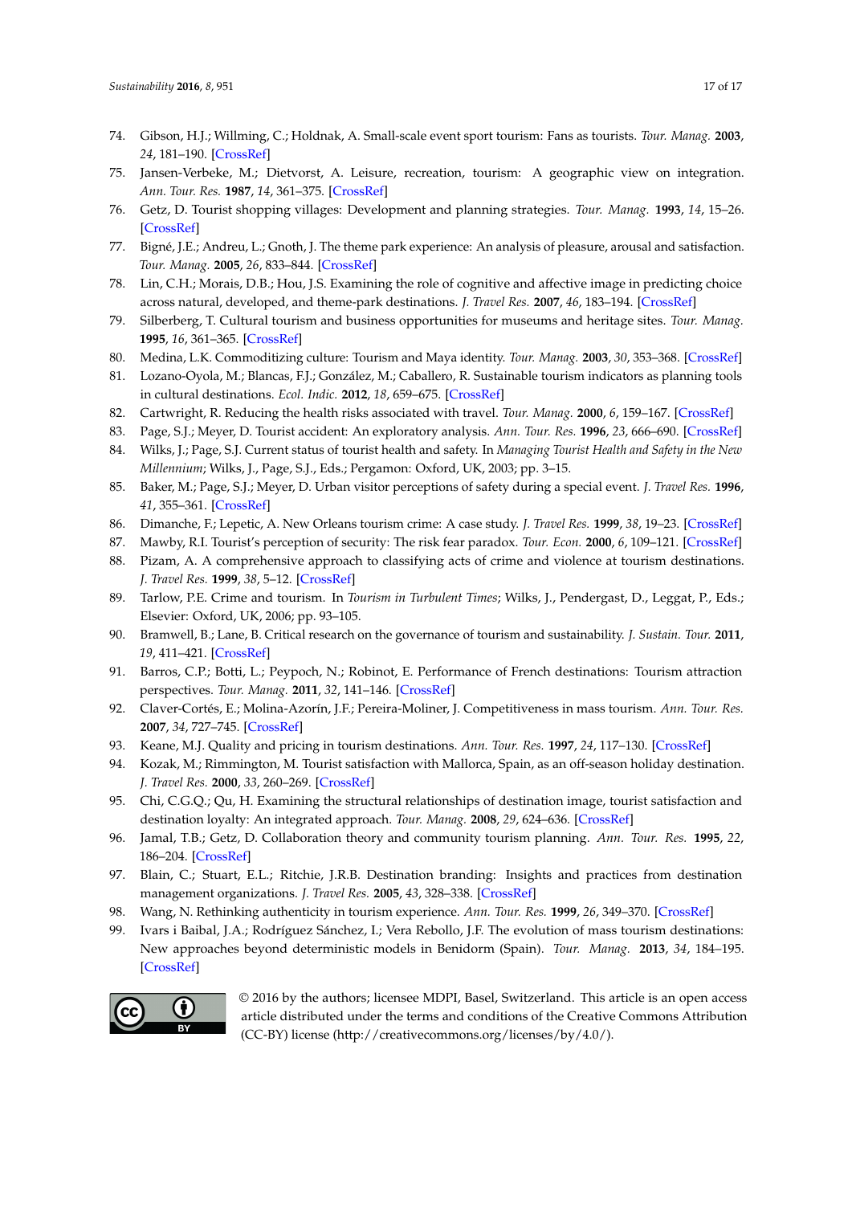74. Gibson, H.J.; Willming, C.; Holdnak, A. Small-scale event sport tourism: Fans as tourists. *Tour. Manag.* **2003**, *24*, 181–190. [CrossRef]
75. Jansen-Verbeke, M.; Dietvorst, A. Leisure, recreation, tourism: A geographic view on integration. *Ann. Tour. Res.* **1987**, *14*, 361–375. [CrossRef]
76. Getz, D. Tourist shopping villages: Development and planning strategies. *Tour. Manag.* **1993**, *14*, 15–26. [CrossRef]
77. Bigné, J.E.; Andreu, L.; Gnoth, J. The theme park experience: An analysis of pleasure, arousal and satisfaction. *Tour. Manag.* **2005**, *26*, 833–844. [CrossRef]
78. Lin, C.H.; Morais, D.B.; Hou, J.S. Examining the role of cognitive and affective image in predicting choice across natural, developed, and theme-park destinations. *J. Travel Res.* **2007**, *46*, 183–194. [CrossRef]
79. Silberberg, T. Cultural tourism and business opportunities for museums and heritage sites. *Tour. Manag.* **1995**, *16*, 361–365. [CrossRef]
80. Medina, L.K. Commoditizing culture: Tourism and Maya identity. *Tour. Manag.* **2003**, *30*, 353–368. [CrossRef]
81. Lozano-Oyola, M.; Blancas, F.J.; González, M.; Caballero, R. Sustainable tourism indicators as planning tools in cultural destinations. *Ecol. Indic.* **2012**, *18*, 659–675. [CrossRef]
82. Cartwright, R. Reducing the health risks associated with travel. *Tour. Manag.* **2000**, *6*, 159–167. [CrossRef]
83. Page, S.J.; Meyer, D. Tourist accident: An exploratory analysis. *Ann. Tour. Res.* **1996**, *23*, 666–690. [CrossRef]
84. Wilks, J.; Page, S.J. Current status of tourist health and safety. In *Managing Tourist Health and Safety in the New Millennium*; Wilks, J., Page, S.J., Eds.; Pergamon: Oxford, UK, 2003; pp. 3–15.
85. Baker, M.; Page, S.J.; Meyer, D. Urban visitor perceptions of safety during a special event. *J. Travel Res.* **1996**, *41*, 355–361. [CrossRef]
86. Dimanche, F.; Lepetic, A. New Orleans tourism crime: A case study. *J. Travel Res.* **1999**, *38*, 19–23. [CrossRef]
87. Mawby, R.I. Tourist's perception of security: The risk fear paradox. *Tour. Econ.* **2000**, *6*, 109–121. [CrossRef]
88. Pizam, A. A comprehensive approach to classifying acts of crime and violence at tourism destinations. *J. Travel Res.* **1999**, *38*, 5–12. [CrossRef]
89. Tarlow, P.E. Crime and tourism. In *Tourism in Turbulent Times*; Wilks, J., Pendergast, D., Leggat, P., Eds.; Elsevier: Oxford, UK, 2006; pp. 93–105.
90. Bramwell, B.; Lane, B. Critical research on the governance of tourism and sustainability. *J. Sustain. Tour.* **2011**, *19*, 411–421. [CrossRef]
91. Barros, C.P.; Botti, L.; Peypoch, N.; Robinot, E. Performance of French destinations: Tourism attraction perspectives. *Tour. Manag.* **2011**, *32*, 141–146. [CrossRef]
92. Claver-Cortés, E.; Molina-Azorín, J.F.; Pereira-Moliner, J. Competitiveness in mass tourism. *Ann. Tour. Res.* **2007**, *34*, 727–745. [CrossRef]
93. Keane, M.J. Quality and pricing in tourism destinations. *Ann. Tour. Res.* **1997**, *24*, 117–130. [CrossRef]
94. Kozak, M.; Rimmington, M. Tourist satisfaction with Mallorca, Spain, as an off-season holiday destination. *J. Travel Res.* **2000**, *33*, 260–269. [CrossRef]
95. Chi, C.G.Q.; Qu, H. Examining the structural relationships of destination image, tourist satisfaction and destination loyalty: An integrated approach. *Tour. Manag.* **2008**, *29*, 624–636. [CrossRef]
96. Jamal, T.B.; Getz, D. Collaboration theory and community tourism planning. *Ann. Tour. Res.* **1995**, *22*, 186–204. [CrossRef]
97. Blain, C.; Stuart, E.L.; Ritchie, J.R.B. Destination branding: Insights and practices from destination management organizations. *J. Travel Res.* **2005**, *43*, 328–338. [CrossRef]
98. Wang, N. Rethinking authenticity in tourism experience. *Ann. Tour. Res.* **1999**, *26*, 349–370. [CrossRef]
99. Ivars i Baibal, J.A.; Rodríguez Sánchez, I.; Vera Rebollo, J.F. The evolution of mass tourism destinations: New approaches beyond deterministic models in Benidorm (Spain). *Tour. Manag.* **2013**, *34*, 184–195. [CrossRef]

© 2016 by the authors; licensee MDPI, Basel, Switzerland. This article is an open access article distributed under the terms and conditions of the Creative Commons Attribution (CC-BY) license (http://creativecommons.org/licenses/by/4.0/).